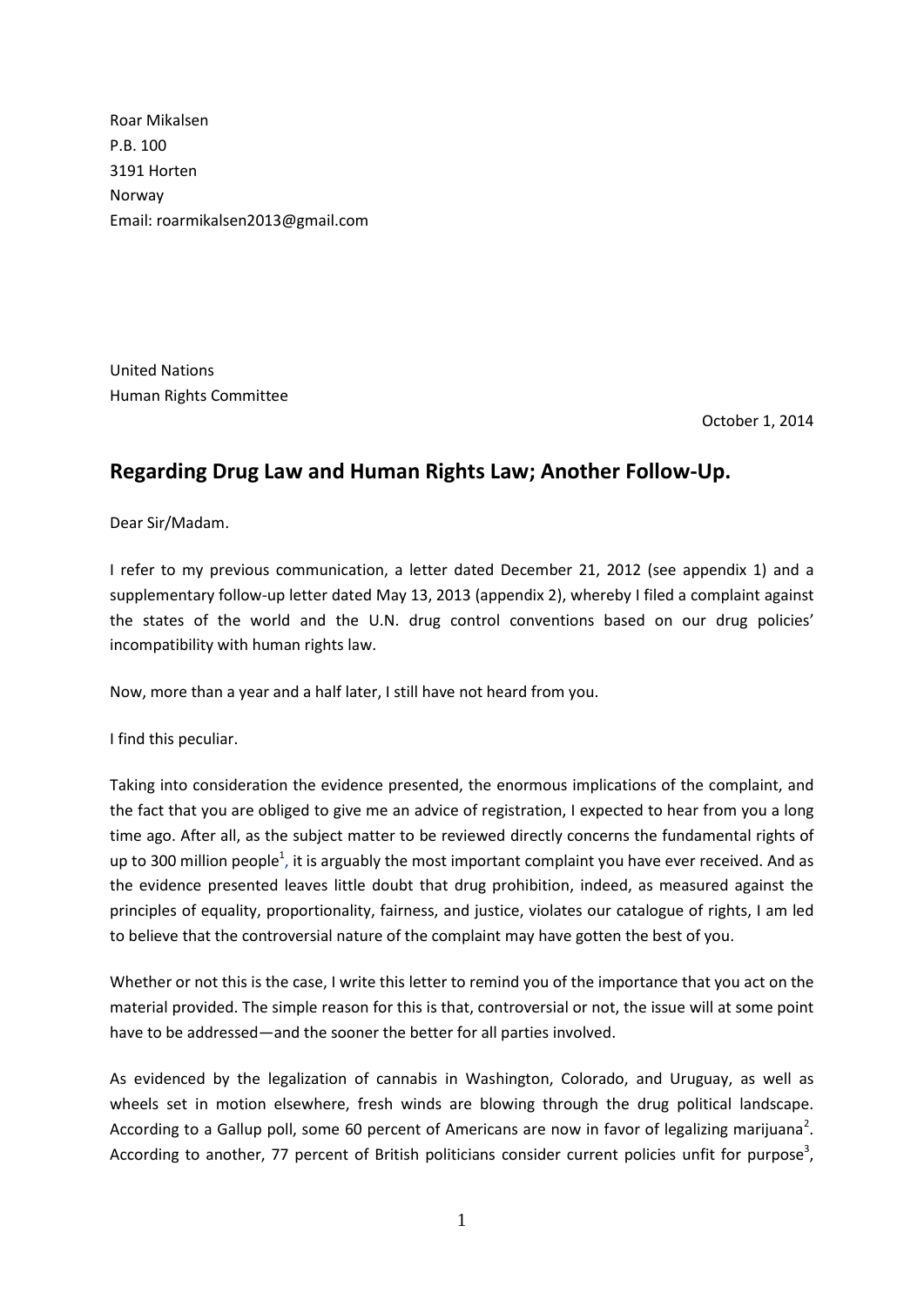Roar Mikalsen
P.B. 100
3191 Horten
Norway
Email: roarmikalsen2013@gmail.com

United Nations
Human Rights Committee

October 1, 2014

## Regarding Drug Law and Human Rights Law; Another Follow-Up.

Dear Sir/Madam.

I refer to my previous communication, a letter dated December 21, 2012 (see appendix 1) and a supplementary follow-up letter dated May 13, 2013 (appendix 2), whereby I filed a complaint against the states of the world and the U.N. drug control conventions based on our drug policies' incompatibility with human rights law.

Now, more than a year and a half later, I still have not heard from you.

I find this peculiar.

Taking into consideration the evidence presented, the enormous implications of the complaint, and the fact that you are obliged to give me an advice of registration, I expected to hear from you a long time ago. After all, as the subject matter to be reviewed directly concerns the fundamental rights of up to 300 million people[1], it is arguably the most important complaint you have ever received. And as the evidence presented leaves little doubt that drug prohibition, indeed, as measured against the principles of equality, proportionality, fairness, and justice, violates our catalogue of rights, I am led to believe that the controversial nature of the complaint may have gotten the best of you.

Whether or not this is the case, I write this letter to remind you of the importance that you act on the material provided. The simple reason for this is that, controversial or not, the issue will at some point have to be addressed—and the sooner the better for all parties involved.

As evidenced by the legalization of cannabis in Washington, Colorado, and Uruguay, as well as wheels set in motion elsewhere, fresh winds are blowing through the drug political landscape. According to a Gallup poll, some 60 percent of Americans are now in favor of legalizing marijuana[2]. According to another, 77 percent of British politicians consider current policies unfit for purpose[3],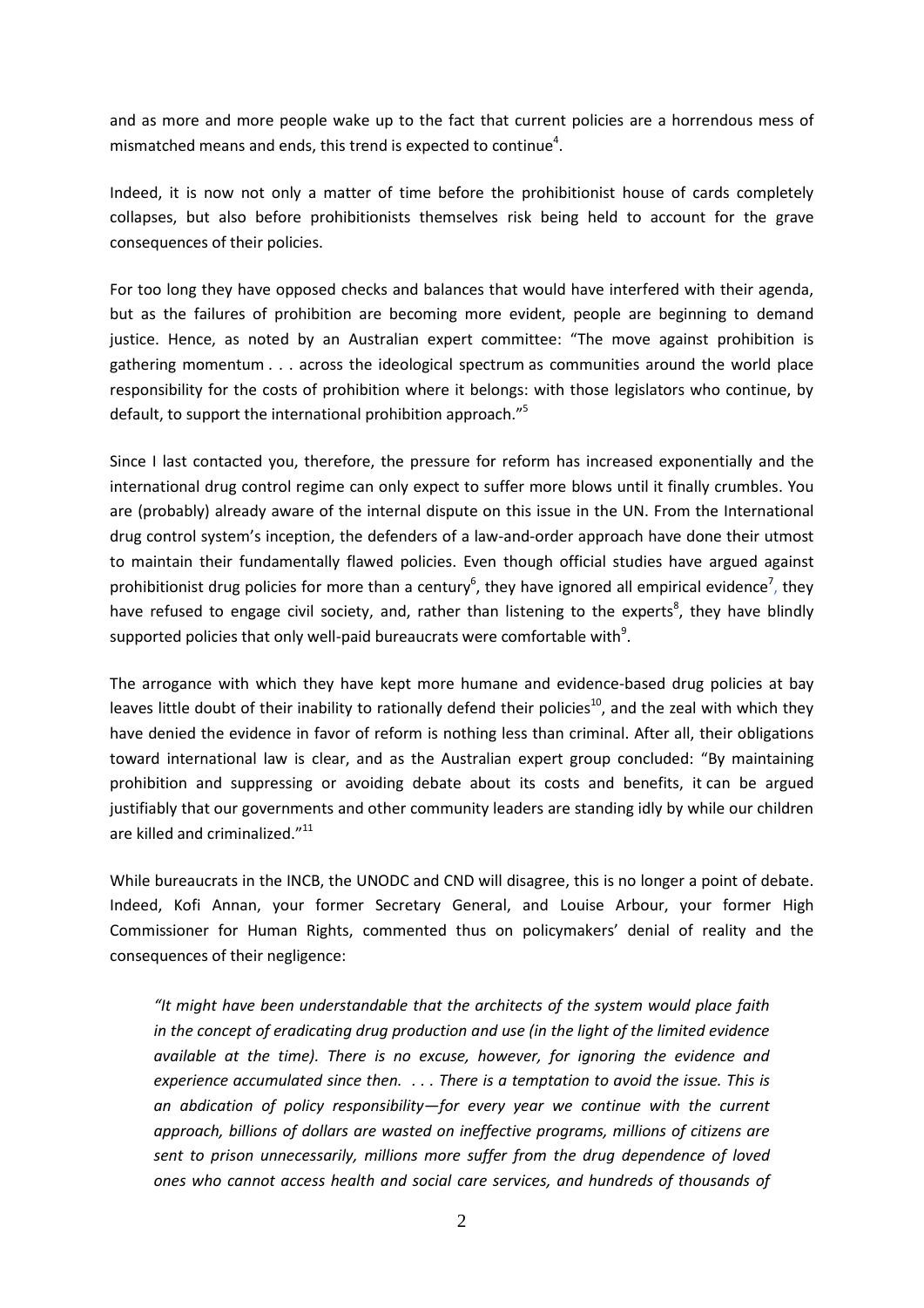and as more and more people wake up to the fact that current policies are a horrendous mess of mismatched means and ends, this trend is expected to continue[4].

Indeed, it is now not only a matter of time before the prohibitionist house of cards completely collapses, but also before prohibitionists themselves risk being held to account for the grave consequences of their policies.

For too long they have opposed checks and balances that would have interfered with their agenda, but as the failures of prohibition are becoming more evident, people are beginning to demand justice. Hence, as noted by an Australian expert committee: "The move against prohibition is gathering momentum . . . across the ideological spectrum as communities around the world place responsibility for the costs of prohibition where it belongs: with those legislators who continue, by default, to support the international prohibition approach."[5]

Since I last contacted you, therefore, the pressure for reform has increased exponentially and the international drug control regime can only expect to suffer more blows until it finally crumbles. You are (probably) already aware of the internal dispute on this issue in the UN. From the International drug control system's inception, the defenders of a law-and-order approach have done their utmost to maintain their fundamentally flawed policies. Even though official studies have argued against prohibitionist drug policies for more than a century[6], they have ignored all empirical evidence[7], they have refused to engage civil society, and, rather than listening to the experts[8], they have blindly supported policies that only well-paid bureaucrats were comfortable with[9].

The arrogance with which they have kept more humane and evidence-based drug policies at bay leaves little doubt of their inability to rationally defend their policies[10], and the zeal with which they have denied the evidence in favor of reform is nothing less than criminal. After all, their obligations toward international law is clear, and as the Australian expert group concluded: "By maintaining prohibition and suppressing or avoiding debate about its costs and benefits, it can be argued justifiably that our governments and other community leaders are standing idly by while our children are killed and criminalized."[11]

While bureaucrats in the INCB, the UNODC and CND will disagree, this is no longer a point of debate. Indeed, Kofi Annan, your former Secretary General, and Louise Arbour, your former High Commissioner for Human Rights, commented thus on policymakers' denial of reality and the consequences of their negligence:

> *"It might have been understandable that the architects of the system would place faith in the concept of eradicating drug production and use (in the light of the limited evidence available at the time). There is no excuse, however, for ignoring the evidence and experience accumulated since then. . . . There is a temptation to avoid the issue. This is an abdication of policy responsibility—for every year we continue with the current approach, billions of dollars are wasted on ineffective programs, millions of citizens are sent to prison unnecessarily, millions more suffer from the drug dependence of loved ones who cannot access health and social care services, and hundreds of thousands of*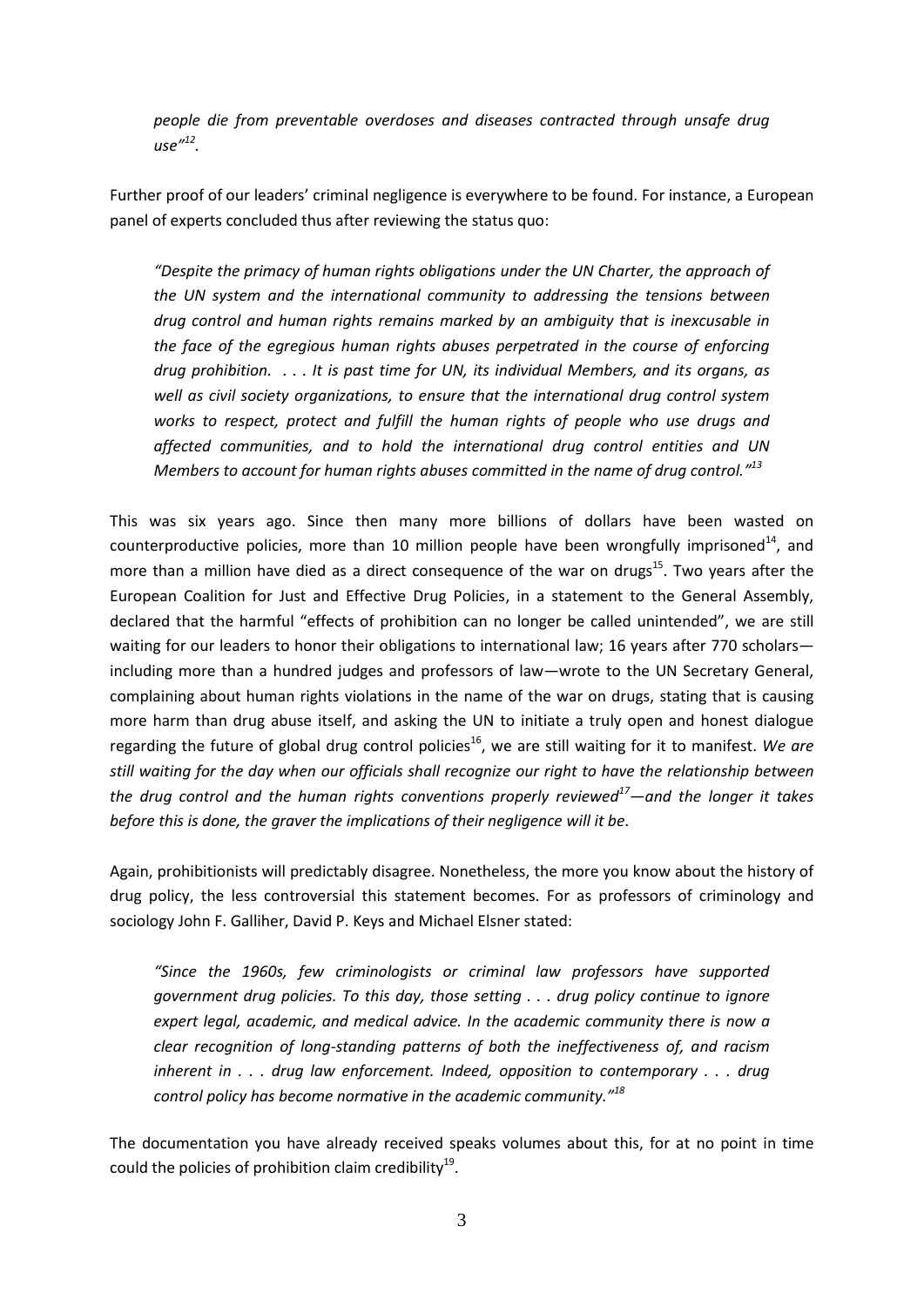*people die from preventable overdoses and diseases contracted through unsafe drug use"*[12].

Further proof of our leaders' criminal negligence is everywhere to be found. For instance, a European panel of experts concluded thus after reviewing the status quo:

> *"Despite the primacy of human rights obligations under the UN Charter, the approach of the UN system and the international community to addressing the tensions between drug control and human rights remains marked by an ambiguity that is inexcusable in the face of the egregious human rights abuses perpetrated in the course of enforcing drug prohibition. . . . It is past time for UN, its individual Members, and its organs, as well as civil society organizations, to ensure that the international drug control system works to respect, protect and fulfill the human rights of people who use drugs and affected communities, and to hold the international drug control entities and UN Members to account for human rights abuses committed in the name of drug control."*[13]

This was six years ago. Since then many more billions of dollars have been wasted on counterproductive policies, more than 10 million people have been wrongfully imprisoned[14], and more than a million have died as a direct consequence of the war on drugs[15]. Two years after the European Coalition for Just and Effective Drug Policies, in a statement to the General Assembly, declared that the harmful "effects of prohibition can no longer be called unintended", we are still waiting for our leaders to honor their obligations to international law; 16 years after 770 scholars—including more than a hundred judges and professors of law—wrote to the UN Secretary General, complaining about human rights violations in the name of the war on drugs, stating that is causing more harm than drug abuse itself, and asking the UN to initiate a truly open and honest dialogue regarding the future of global drug control policies[16], we are still waiting for it to manifest. *We are still waiting for the day when our officials shall recognize our right to have the relationship between the drug control and the human rights conventions properly reviewed*[17]*—and the longer it takes before this is done, the graver the implications of their negligence will it be*.

Again, prohibitionists will predictably disagree. Nonetheless, the more you know about the history of drug policy, the less controversial this statement becomes. For as professors of criminology and sociology John F. Galliher, David P. Keys and Michael Elsner stated:

> *"Since the 1960s, few criminologists or criminal law professors have supported government drug policies. To this day, those setting . . . drug policy continue to ignore expert legal, academic, and medical advice. In the academic community there is now a clear recognition of long-standing patterns of both the ineffectiveness of, and racism inherent in . . . drug law enforcement. Indeed, opposition to contemporary . . . drug control policy has become normative in the academic community."*[18]

The documentation you have already received speaks volumes about this, for at no point in time could the policies of prohibition claim credibility[19].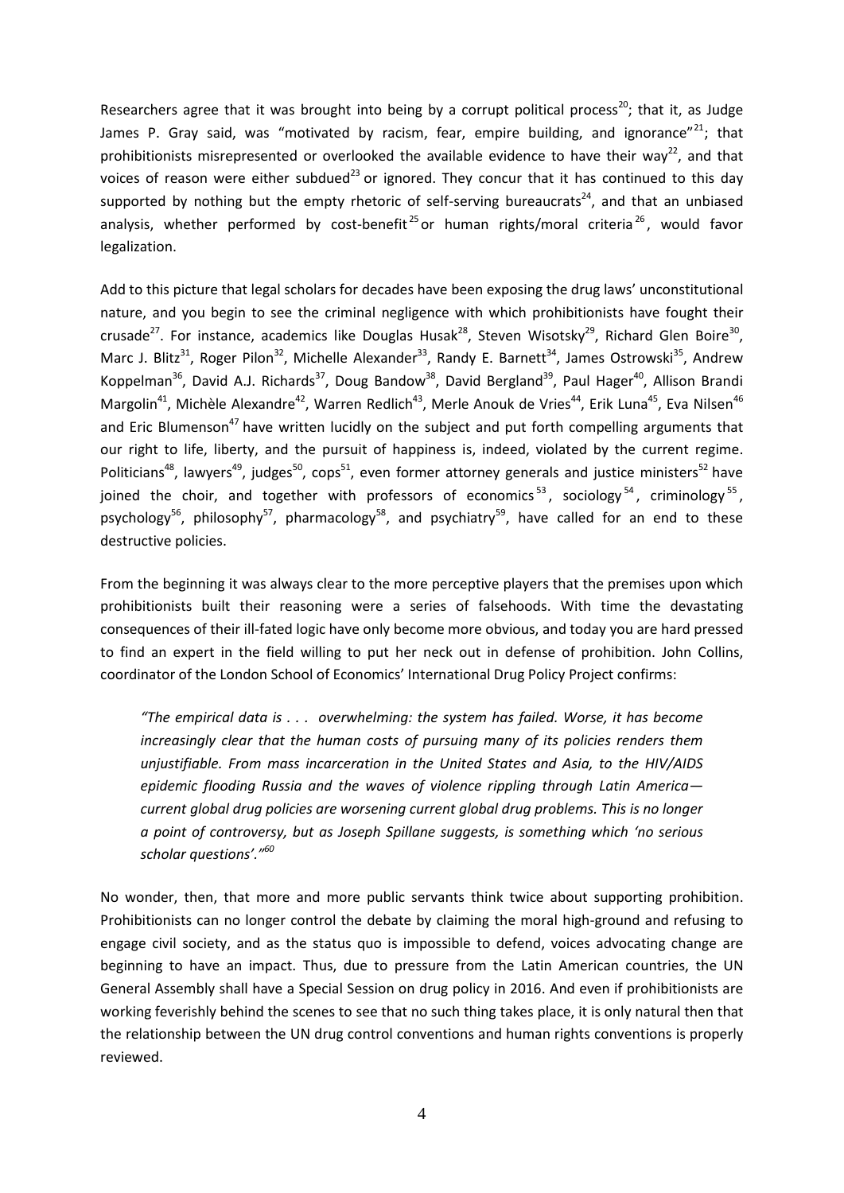Researchers agree that it was brought into being by a corrupt political process[20]; that it, as Judge James P. Gray said, was "motivated by racism, fear, empire building, and ignorance"[21]; that prohibitionists misrepresented or overlooked the available evidence to have their way[22], and that voices of reason were either subdued[23] or ignored. They concur that it has continued to this day supported by nothing but the empty rhetoric of self-serving bureaucrats[24], and that an unbiased analysis, whether performed by cost-benefit[25] or human rights/moral criteria[26], would favor legalization.

Add to this picture that legal scholars for decades have been exposing the drug laws' unconstitutional nature, and you begin to see the criminal negligence with which prohibitionists have fought their crusade[27]. For instance, academics like Douglas Husak[28], Steven Wisotsky[29], Richard Glen Boire[30], Marc J. Blitz[31], Roger Pilon[32], Michelle Alexander[33], Randy E. Barnett[34], James Ostrowski[35], Andrew Koppelman[36], David A.J. Richards[37], Doug Bandow[38], David Bergland[39], Paul Hager[40], Allison Brandi Margolin[41], Michèle Alexandre[42], Warren Redlich[43], Merle Anouk de Vries[44], Erik Luna[45], Eva Nilsen[46] and Eric Blumenson[47] have written lucidly on the subject and put forth compelling arguments that our right to life, liberty, and the pursuit of happiness is, indeed, violated by the current regime. Politicians[48], lawyers[49], judges[50], cops[51], even former attorney generals and justice ministers[52] have joined the choir, and together with professors of economics[53], sociology[54], criminology[55], psychology[56], philosophy[57], pharmacology[58], and psychiatry[59], have called for an end to these destructive policies.

From the beginning it was always clear to the more perceptive players that the premises upon which prohibitionists built their reasoning were a series of falsehoods. With time the devastating consequences of their ill-fated logic have only become more obvious, and today you are hard pressed to find an expert in the field willing to put her neck out in defense of prohibition. John Collins, coordinator of the London School of Economics' International Drug Policy Project confirms:

> *"The empirical data is . . . overwhelming: the system has failed. Worse, it has become increasingly clear that the human costs of pursuing many of its policies renders them unjustifiable. From mass incarceration in the United States and Asia, to the HIV/AIDS epidemic flooding Russia and the waves of violence rippling through Latin America—current global drug policies are worsening current global drug problems. This is no longer a point of controversy, but as Joseph Spillane suggests, is something which 'no serious scholar questions'."[60]*

No wonder, then, that more and more public servants think twice about supporting prohibition. Prohibitionists can no longer control the debate by claiming the moral high-ground and refusing to engage civil society, and as the status quo is impossible to defend, voices advocating change are beginning to have an impact. Thus, due to pressure from the Latin American countries, the UN General Assembly shall have a Special Session on drug policy in 2016. And even if prohibitionists are working feverishly behind the scenes to see that no such thing takes place, it is only natural then that the relationship between the UN drug control conventions and human rights conventions is properly reviewed.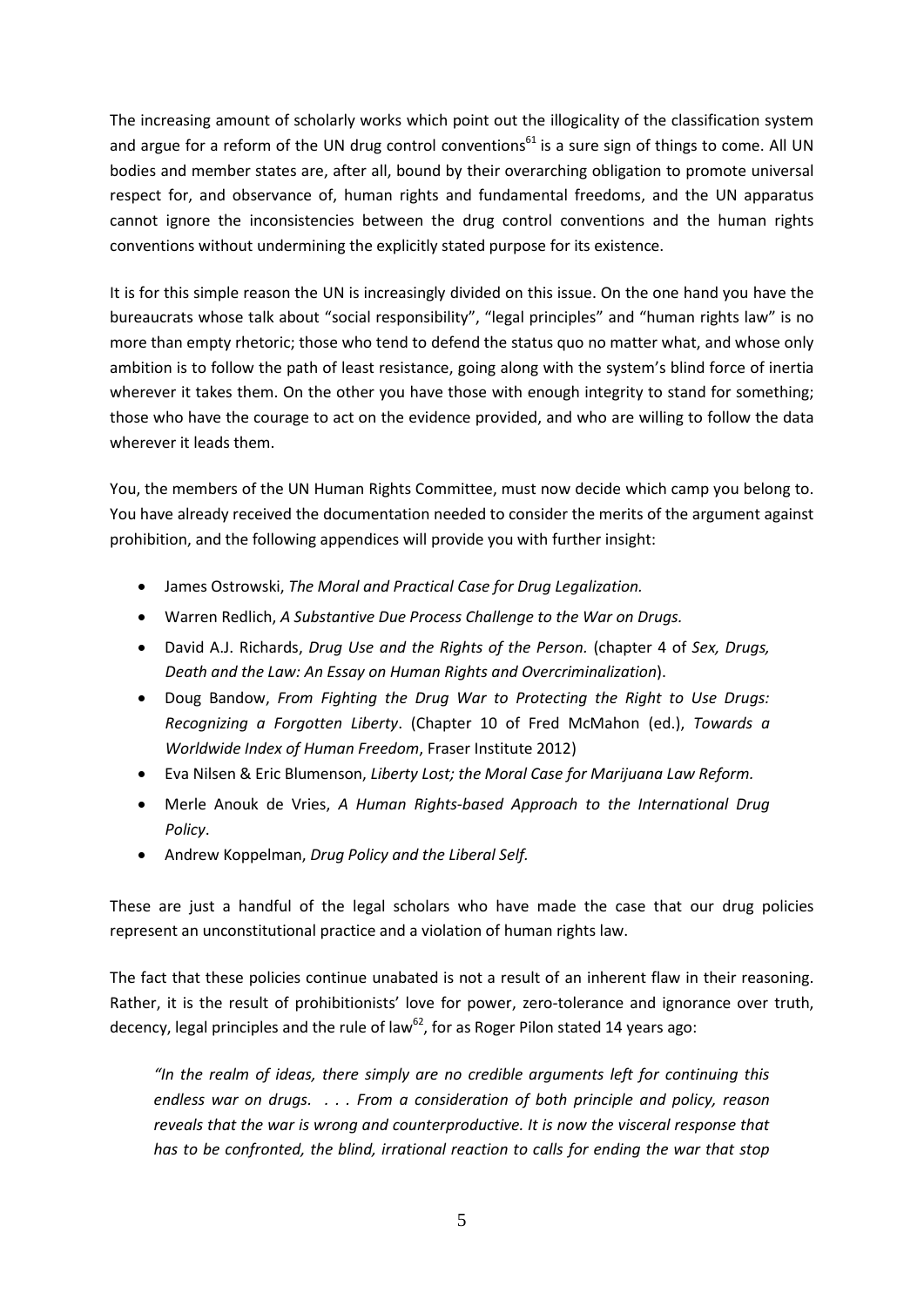The increasing amount of scholarly works which point out the illogicality of the classification system and argue for a reform of the UN drug control conventions[61] is a sure sign of things to come. All UN bodies and member states are, after all, bound by their overarching obligation to promote universal respect for, and observance of, human rights and fundamental freedoms, and the UN apparatus cannot ignore the inconsistencies between the drug control conventions and the human rights conventions without undermining the explicitly stated purpose for its existence.

It is for this simple reason the UN is increasingly divided on this issue. On the one hand you have the bureaucrats whose talk about "social responsibility", "legal principles" and "human rights law" is no more than empty rhetoric; those who tend to defend the status quo no matter what, and whose only ambition is to follow the path of least resistance, going along with the system's blind force of inertia wherever it takes them. On the other you have those with enough integrity to stand for something; those who have the courage to act on the evidence provided, and who are willing to follow the data wherever it leads them.

You, the members of the UN Human Rights Committee, must now decide which camp you belong to. You have already received the documentation needed to consider the merits of the argument against prohibition, and the following appendices will provide you with further insight:

- James Ostrowski, *The Moral and Practical Case for Drug Legalization.*
- Warren Redlich, *A Substantive Due Process Challenge to the War on Drugs.*
- David A.J. Richards, *Drug Use and the Rights of the Person.* (chapter 4 of *Sex, Drugs, Death and the Law: An Essay on Human Rights and Overcriminalization*).
- Doug Bandow, *From Fighting the Drug War to Protecting the Right to Use Drugs: Recognizing a Forgotten Liberty*. (Chapter 10 of Fred McMahon (ed.), *Towards a Worldwide Index of Human Freedom*, Fraser Institute 2012)
- Eva Nilsen & Eric Blumenson, *Liberty Lost; the Moral Case for Marijuana Law Reform.*
- Merle Anouk de Vries, *A Human Rights-based Approach to the International Drug Policy*.
- Andrew Koppelman, *Drug Policy and the Liberal Self.*

These are just a handful of the legal scholars who have made the case that our drug policies represent an unconstitutional practice and a violation of human rights law.

The fact that these policies continue unabated is not a result of an inherent flaw in their reasoning. Rather, it is the result of prohibitionists' love for power, zero-tolerance and ignorance over truth, decency, legal principles and the rule of law[62], for as Roger Pilon stated 14 years ago:

> *"In the realm of ideas, there simply are no credible arguments left for continuing this endless war on drugs. . . . From a consideration of both principle and policy, reason reveals that the war is wrong and counterproductive. It is now the visceral response that has to be confronted, the blind, irrational reaction to calls for ending the war that stop*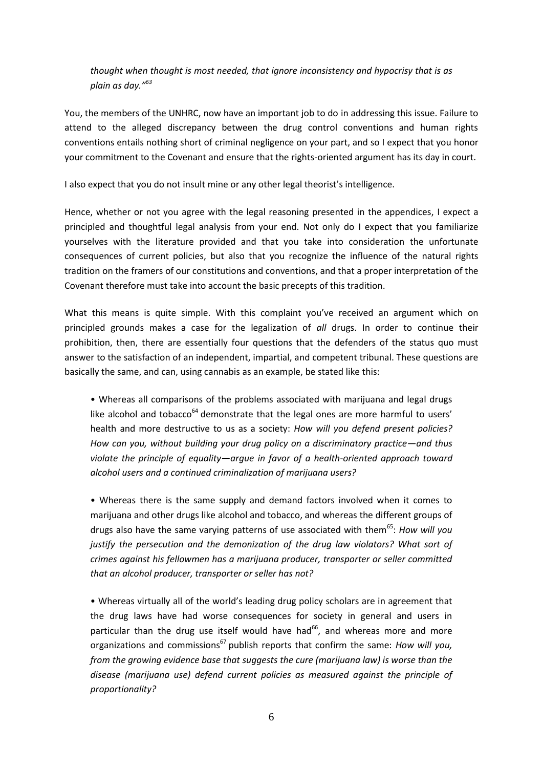*thought when thought is most needed, that ignore inconsistency and hypocrisy that is as plain as day."*[63]

You, the members of the UNHRC, now have an important job to do in addressing this issue. Failure to attend to the alleged discrepancy between the drug control conventions and human rights conventions entails nothing short of criminal negligence on your part, and so I expect that you honor your commitment to the Covenant and ensure that the rights-oriented argument has its day in court.

I also expect that you do not insult mine or any other legal theorist's intelligence.

Hence, whether or not you agree with the legal reasoning presented in the appendices, I expect a principled and thoughtful legal analysis from your end. Not only do I expect that you familiarize yourselves with the literature provided and that you take into consideration the unfortunate consequences of current policies, but also that you recognize the influence of the natural rights tradition on the framers of our constitutions and conventions, and that a proper interpretation of the Covenant therefore must take into account the basic precepts of this tradition.

What this means is quite simple. With this complaint you've received an argument which on principled grounds makes a case for the legalization of *all* drugs. In order to continue their prohibition, then, there are essentially four questions that the defenders of the status quo must answer to the satisfaction of an independent, impartial, and competent tribunal. These questions are basically the same, and can, using cannabis as an example, be stated like this:

- Whereas all comparisons of the problems associated with marijuana and legal drugs like alcohol and tobacco[64] demonstrate that the legal ones are more harmful to users' health and more destructive to us as a society: *How will you defend present policies? How can you, without building your drug policy on a discriminatory practice—and thus violate the principle of equality—argue in favor of a health-oriented approach toward alcohol users and a continued criminalization of marijuana users?*

- Whereas there is the same supply and demand factors involved when it comes to marijuana and other drugs like alcohol and tobacco, and whereas the different groups of drugs also have the same varying patterns of use associated with them[65]: *How will you justify the persecution and the demonization of the drug law violators? What sort of crimes against his fellowmen has a marijuana producer, transporter or seller committed that an alcohol producer, transporter or seller has not?*

- Whereas virtually all of the world's leading drug policy scholars are in agreement that the drug laws have had worse consequences for society in general and users in particular than the drug use itself would have had[66], and whereas more and more organizations and commissions[67] publish reports that confirm the same: *How will you, from the growing evidence base that suggests the cure (marijuana law) is worse than the disease (marijuana use) defend current policies as measured against the principle of proportionality?*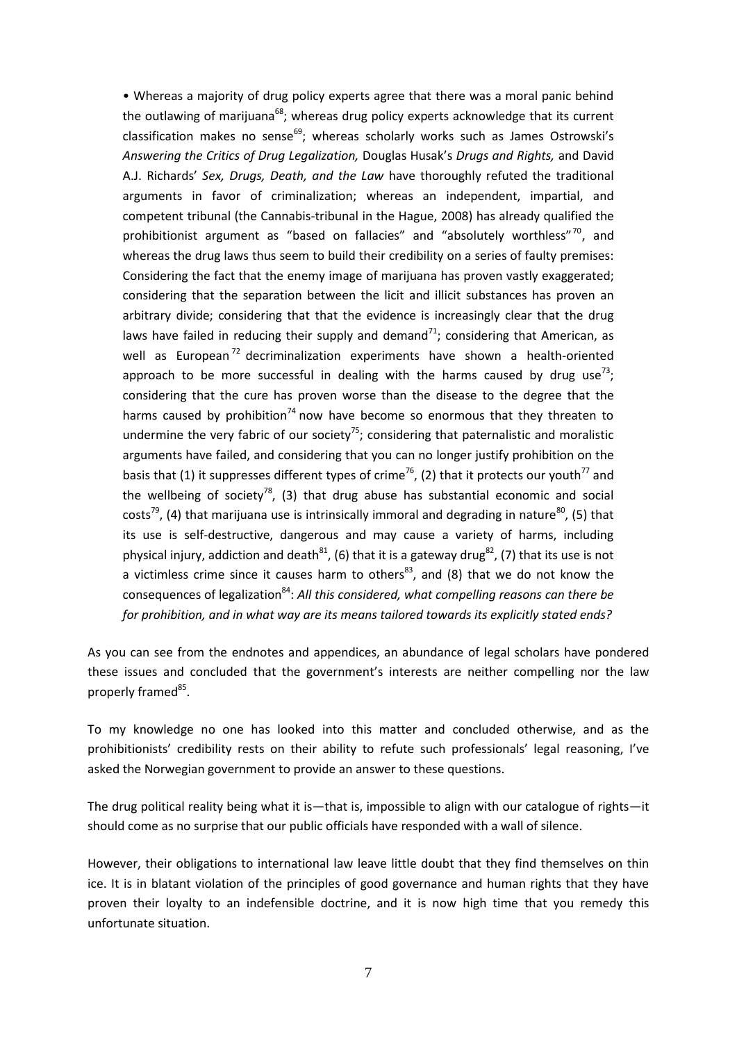• Whereas a majority of drug policy experts agree that there was a moral panic behind the outlawing of marijuana[68]; whereas drug policy experts acknowledge that its current classification makes no sense[69]; whereas scholarly works such as James Ostrowski's *Answering the Critics of Drug Legalization,* Douglas Husak's *Drugs and Rights,* and David A.J. Richards' *Sex, Drugs, Death, and the Law* have thoroughly refuted the traditional arguments in favor of criminalization; whereas an independent, impartial, and competent tribunal (the Cannabis-tribunal in the Hague, 2008) has already qualified the prohibitionist argument as "based on fallacies" and "absolutely worthless"[70], and whereas the drug laws thus seem to build their credibility on a series of faulty premises: Considering the fact that the enemy image of marijuana has proven vastly exaggerated; considering that the separation between the licit and illicit substances has proven an arbitrary divide; considering that that the evidence is increasingly clear that the drug laws have failed in reducing their supply and demand[71]; considering that American, as well as European[72] decriminalization experiments have shown a health-oriented approach to be more successful in dealing with the harms caused by drug use[73]; considering that the cure has proven worse than the disease to the degree that the harms caused by prohibition[74] now have become so enormous that they threaten to undermine the very fabric of our society[75]; considering that paternalistic and moralistic arguments have failed, and considering that you can no longer justify prohibition on the basis that (1) it suppresses different types of crime[76], (2) that it protects our youth[77] and the wellbeing of society[78], (3) that drug abuse has substantial economic and social costs[79], (4) that marijuana use is intrinsically immoral and degrading in nature[80], (5) that its use is self-destructive, dangerous and may cause a variety of harms, including physical injury, addiction and death[81], (6) that it is a gateway drug[82], (7) that its use is not a victimless crime since it causes harm to others[83], and (8) that we do not know the consequences of legalization[84]: *All this considered, what compelling reasons can there be for prohibition, and in what way are its means tailored towards its explicitly stated ends?*

As you can see from the endnotes and appendices, an abundance of legal scholars have pondered these issues and concluded that the government's interests are neither compelling nor the law properly framed[85].

To my knowledge no one has looked into this matter and concluded otherwise, and as the prohibitionists' credibility rests on their ability to refute such professionals' legal reasoning, I've asked the Norwegian government to provide an answer to these questions.

The drug political reality being what it is—that is, impossible to align with our catalogue of rights—it should come as no surprise that our public officials have responded with a wall of silence.

However, their obligations to international law leave little doubt that they find themselves on thin ice. It is in blatant violation of the principles of good governance and human rights that they have proven their loyalty to an indefensible doctrine, and it is now high time that you remedy this unfortunate situation.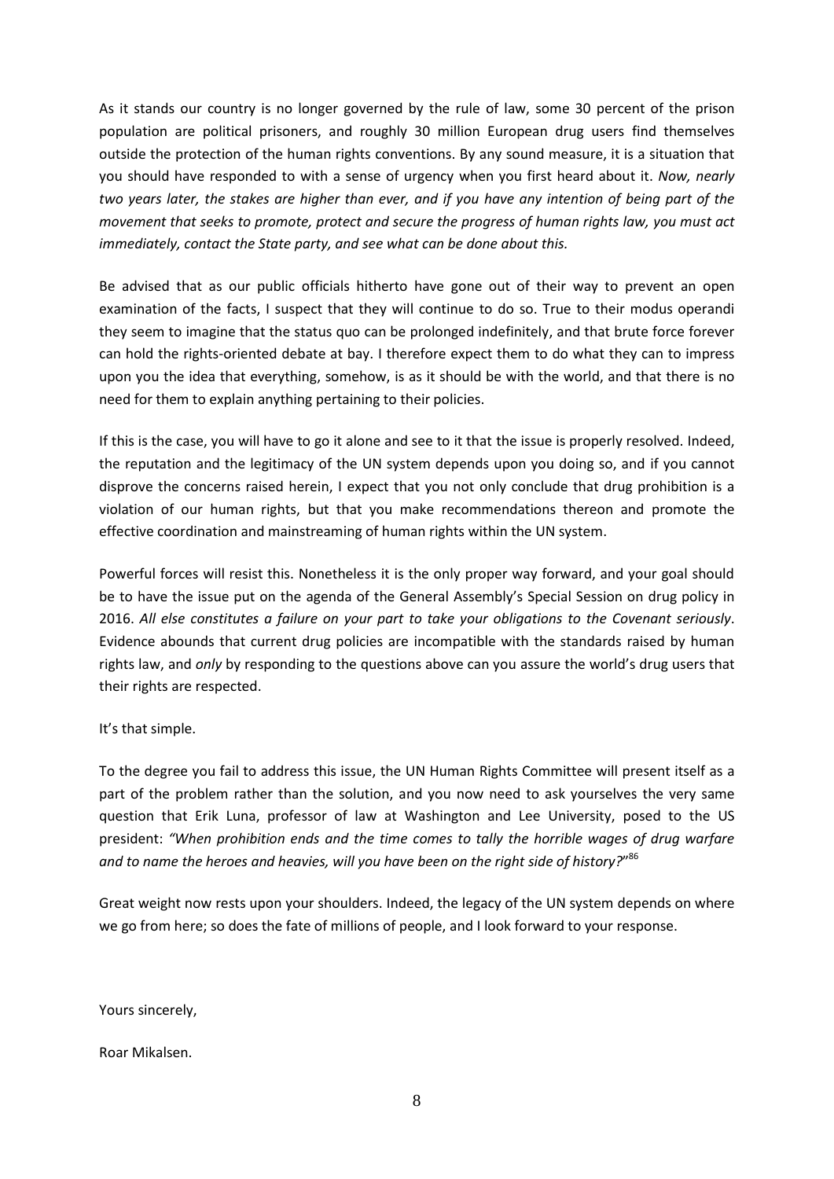As it stands our country is no longer governed by the rule of law, some 30 percent of the prison population are political prisoners, and roughly 30 million European drug users find themselves outside the protection of the human rights conventions. By any sound measure, it is a situation that you should have responded to with a sense of urgency when you first heard about it. *Now, nearly two years later, the stakes are higher than ever, and if you have any intention of being part of the movement that seeks to promote, protect and secure the progress of human rights law, you must act immediately, contact the State party, and see what can be done about this.*

Be advised that as our public officials hitherto have gone out of their way to prevent an open examination of the facts, I suspect that they will continue to do so. True to their modus operandi they seem to imagine that the status quo can be prolonged indefinitely, and that brute force forever can hold the rights-oriented debate at bay. I therefore expect them to do what they can to impress upon you the idea that everything, somehow, is as it should be with the world, and that there is no need for them to explain anything pertaining to their policies.

If this is the case, you will have to go it alone and see to it that the issue is properly resolved. Indeed, the reputation and the legitimacy of the UN system depends upon you doing so, and if you cannot disprove the concerns raised herein, I expect that you not only conclude that drug prohibition is a violation of our human rights, but that you make recommendations thereon and promote the effective coordination and mainstreaming of human rights within the UN system.

Powerful forces will resist this. Nonetheless it is the only proper way forward, and your goal should be to have the issue put on the agenda of the General Assembly's Special Session on drug policy in 2016. *All else constitutes a failure on your part to take your obligations to the Covenant seriously*. Evidence abounds that current drug policies are incompatible with the standards raised by human rights law, and *only* by responding to the questions above can you assure the world's drug users that their rights are respected.

It's that simple.

To the degree you fail to address this issue, the UN Human Rights Committee will present itself as a part of the problem rather than the solution, and you now need to ask yourselves the very same question that Erik Luna, professor of law at Washington and Lee University, posed to the US president: *"When prohibition ends and the time comes to tally the horrible wages of drug warfare and to name the heroes and heavies, will you have been on the right side of history?"*[86]

Great weight now rests upon your shoulders. Indeed, the legacy of the UN system depends on where we go from here; so does the fate of millions of people, and I look forward to your response.

Yours sincerely,

Roar Mikalsen.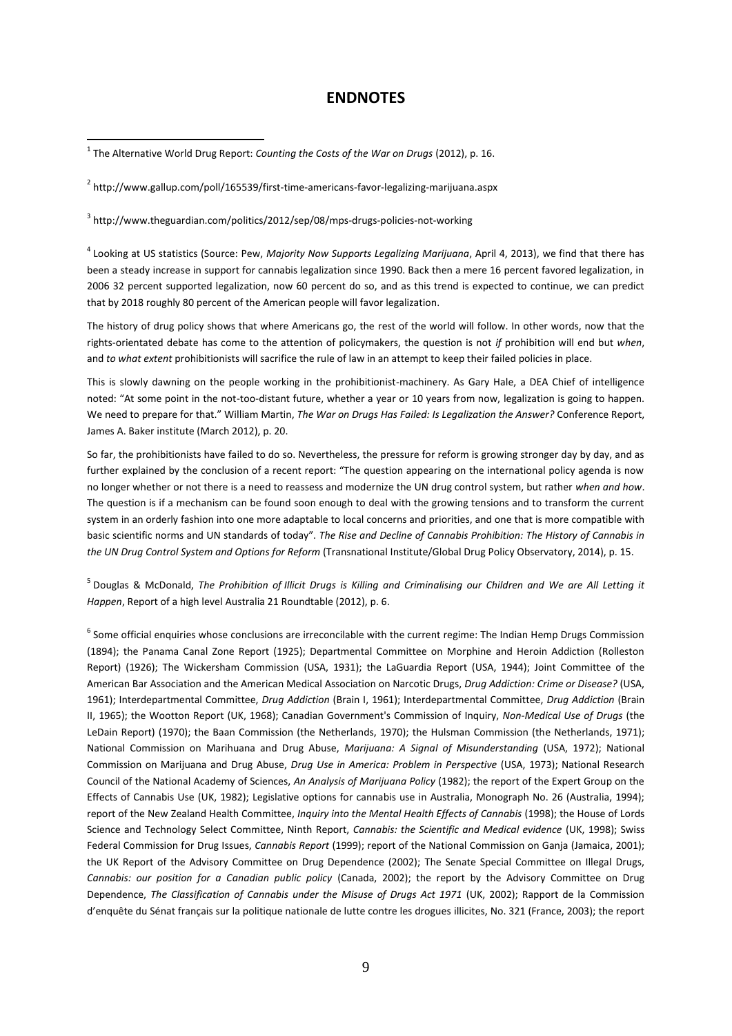## ENDNOTES

[1] The Alternative World Drug Report: *Counting the Costs of the War on Drugs* (2012), p. 16.

[2] http://www.gallup.com/poll/165539/first-time-americans-favor-legalizing-marijuana.aspx

[3] http://www.theguardian.com/politics/2012/sep/08/mps-drugs-policies-not-working

[4] Looking at US statistics (Source: Pew, *Majority Now Supports Legalizing Marijuana*, April 4, 2013), we find that there has been a steady increase in support for cannabis legalization since 1990. Back then a mere 16 percent favored legalization, in 2006 32 percent supported legalization, now 60 percent do so, and as this trend is expected to continue, we can predict that by 2018 roughly 80 percent of the American people will favor legalization.

The history of drug policy shows that where Americans go, the rest of the world will follow. In other words, now that the rights-orientated debate has come to the attention of policymakers, the question is not *if* prohibition will end but *when*, and *to what extent* prohibitionists will sacrifice the rule of law in an attempt to keep their failed policies in place.

This is slowly dawning on the people working in the prohibitionist-machinery. As Gary Hale, a DEA Chief of intelligence noted: "At some point in the not-too-distant future, whether a year or 10 years from now, legalization is going to happen. We need to prepare for that." William Martin, *The War on Drugs Has Failed: Is Legalization the Answer?* Conference Report, James A. Baker institute (March 2012), p. 20.

So far, the prohibitionists have failed to do so. Nevertheless, the pressure for reform is growing stronger day by day, and as further explained by the conclusion of a recent report: "The question appearing on the international policy agenda is now no longer whether or not there is a need to reassess and modernize the UN drug control system, but rather *when and how*. The question is if a mechanism can be found soon enough to deal with the growing tensions and to transform the current system in an orderly fashion into one more adaptable to local concerns and priorities, and one that is more compatible with basic scientific norms and UN standards of today". *The Rise and Decline of Cannabis Prohibition: The History of Cannabis in the UN Drug Control System and Options for Reform* (Transnational Institute/Global Drug Policy Observatory, 2014), p. 15.

[5] Douglas & McDonald, *The Prohibition of Illicit Drugs is Killing and Criminalising our Children and We are All Letting it Happen*, Report of a high level Australia 21 Roundtable (2012), p. 6.

[6] Some official enquiries whose conclusions are irreconcilable with the current regime: The Indian Hemp Drugs Commission (1894); the Panama Canal Zone Report (1925); Departmental Committee on Morphine and Heroin Addiction (Rolleston Report) (1926); The Wickersham Commission (USA, 1931); the LaGuardia Report (USA, 1944); Joint Committee of the American Bar Association and the American Medical Association on Narcotic Drugs, *Drug Addiction: Crime or Disease?* (USA, 1961); Interdepartmental Committee, *Drug Addiction* (Brain I, 1961); Interdepartmental Committee, *Drug Addiction* (Brain II, 1965); the Wootton Report (UK, 1968); Canadian Government's Commission of Inquiry, *Non-Medical Use of Drugs* (the LeDain Report) (1970); the Baan Commission (the Netherlands, 1970); the Hulsman Commission (the Netherlands, 1971); National Commission on Marihuana and Drug Abuse, *Marijuana: A Signal of Misunderstanding* (USA, 1972); National Commission on Marijuana and Drug Abuse, *Drug Use in America: Problem in Perspective* (USA, 1973); National Research Council of the National Academy of Sciences, *An Analysis of Marijuana Policy* (1982); the report of the Expert Group on the Effects of Cannabis Use (UK, 1982); Legislative options for cannabis use in Australia, Monograph No. 26 (Australia, 1994); report of the New Zealand Health Committee, *Inquiry into the Mental Health Effects of Cannabis* (1998); the House of Lords Science and Technology Select Committee, Ninth Report, *Cannabis: the Scientific and Medical evidence* (UK, 1998); Swiss Federal Commission for Drug Issues, *Cannabis Report* (1999); report of the National Commission on Ganja (Jamaica, 2001); the UK Report of the Advisory Committee on Drug Dependence (2002); The Senate Special Committee on Illegal Drugs, *Cannabis: our position for a Canadian public policy* (Canada, 2002); the report by the Advisory Committee on Drug Dependence, *The Classification of Cannabis under the Misuse of Drugs Act 1971* (UK, 2002); Rapport de la Commission d'enquête du Sénat français sur la politique nationale de lutte contre les drogues illicites, No. 321 (France, 2003); the report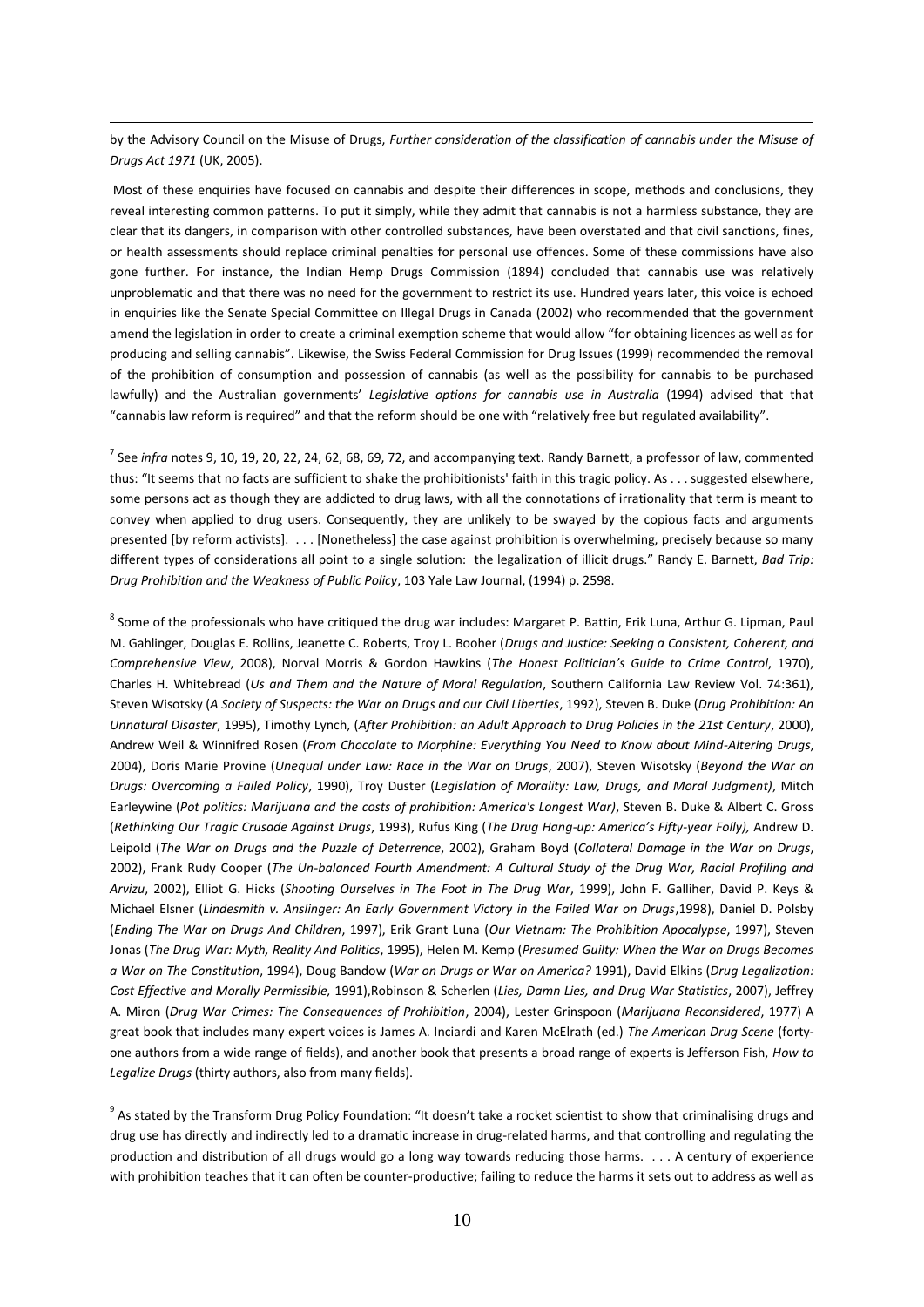by the Advisory Council on the Misuse of Drugs, *Further consideration of the classification of cannabis under the Misuse of Drugs Act 1971* (UK, 2005).

Most of these enquiries have focused on cannabis and despite their differences in scope, methods and conclusions, they reveal interesting common patterns. To put it simply, while they admit that cannabis is not a harmless substance, they are clear that its dangers, in comparison with other controlled substances, have been overstated and that civil sanctions, fines, or health assessments should replace criminal penalties for personal use offences. Some of these commissions have also gone further. For instance, the Indian Hemp Drugs Commission (1894) concluded that cannabis use was relatively unproblematic and that there was no need for the government to restrict its use. Hundred years later, this voice is echoed in enquiries like the Senate Special Committee on Illegal Drugs in Canada (2002) who recommended that the government amend the legislation in order to create a criminal exemption scheme that would allow "for obtaining licences as well as for producing and selling cannabis". Likewise, the Swiss Federal Commission for Drug Issues (1999) recommended the removal of the prohibition of consumption and possession of cannabis (as well as the possibility for cannabis to be purchased lawfully) and the Australian governments' *Legislative options for cannabis use in Australia* (1994) advised that that "cannabis law reform is required" and that the reform should be one with "relatively free but regulated availability".

[7] See *infra* notes 9, 10, 19, 20, 22, 24, 62, 68, 69, 72, and accompanying text. Randy Barnett, a professor of law, commented thus: "It seems that no facts are sufficient to shake the prohibitionists' faith in this tragic policy. As . . . suggested elsewhere, some persons act as though they are addicted to drug laws, with all the connotations of irrationality that term is meant to convey when applied to drug users. Consequently, they are unlikely to be swayed by the copious facts and arguments presented [by reform activists]. . . . [Nonetheless] the case against prohibition is overwhelming, precisely because so many different types of considerations all point to a single solution: the legalization of illicit drugs." Randy E. Barnett, *Bad Trip: Drug Prohibition and the Weakness of Public Policy*, 103 Yale Law Journal, (1994) p. 2598.

[8] Some of the professionals who have critiqued the drug war includes: Margaret P. Battin, Erik Luna, Arthur G. Lipman, Paul M. Gahlinger, Douglas E. Rollins, Jeanette C. Roberts, Troy L. Booher (*Drugs and Justice: Seeking a Consistent, Coherent, and Comprehensive View*, 2008), Norval Morris & Gordon Hawkins (*The Honest Politician's Guide to Crime Control*, 1970), Charles H. Whitebread (*Us and Them and the Nature of Moral Regulation*, Southern California Law Review Vol. 74:361), Steven Wisotsky (*A Society of Suspects: the War on Drugs and our Civil Liberties*, 1992), Steven B. Duke (*Drug Prohibition: An Unnatural Disaster*, 1995), Timothy Lynch, (*After Prohibition: an Adult Approach to Drug Policies in the 21st Century*, 2000), Andrew Weil & Winnifred Rosen (*From Chocolate to Morphine: Everything You Need to Know about Mind-Altering Drugs*, 2004), Doris Marie Provine (*Unequal under Law: Race in the War on Drugs*, 2007), Steven Wisotsky (*Beyond the War on Drugs: Overcoming a Failed Policy*, 1990), Troy Duster (*Legislation of Morality: Law, Drugs, and Moral Judgment)*, Mitch Earleywine (*Pot politics: Marijuana and the costs of prohibition: America's Longest War)*, Steven B. Duke & Albert C. Gross (*Rethinking Our Tragic Crusade Against Drugs*, 1993), Rufus King (*The Drug Hang-up: America's Fifty-year Folly),* Andrew D. Leipold (*The War on Drugs and the Puzzle of Deterrence*, 2002), Graham Boyd (*Collateral Damage in the War on Drugs*, 2002), Frank Rudy Cooper (*The Un-balanced Fourth Amendment: A Cultural Study of the Drug War, Racial Profiling and Arvizu*, 2002), Elliot G. Hicks (*Shooting Ourselves in The Foot in The Drug War*, 1999), John F. Galliher, David P. Keys & Michael Elsner (*Lindesmith v. Anslinger: An Early Government Victory in the Failed War on Drugs*,1998), Daniel D. Polsby (*Ending The War on Drugs And Children*, 1997), Erik Grant Luna (*Our Vietnam: The Prohibition Apocalypse*, 1997), Steven Jonas (*The Drug War: Myth, Reality And Politics*, 1995), Helen M. Kemp (*Presumed Guilty: When the War on Drugs Becomes a War on The Constitution*, 1994), Doug Bandow (*War on Drugs or War on America?* 1991), David Elkins (*Drug Legalization: Cost Effective and Morally Permissible,* 1991),Robinson & Scherlen (*Lies, Damn Lies, and Drug War Statistics*, 2007), Jeffrey A. Miron (*Drug War Crimes: The Consequences of Prohibition*, 2004), Lester Grinspoon (*Marijuana Reconsidered*, 1977) A great book that includes many expert voices is James A. Inciardi and Karen McElrath (ed.) *The American Drug Scene* (forty-one authors from a wide range of fields), and another book that presents a broad range of experts is Jefferson Fish, *How to Legalize Drugs* (thirty authors, also from many fields).

[9] As stated by the Transform Drug Policy Foundation: "It doesn't take a rocket scientist to show that criminalising drugs and drug use has directly and indirectly led to a dramatic increase in drug-related harms, and that controlling and regulating the production and distribution of all drugs would go a long way towards reducing those harms. . . . A century of experience with prohibition teaches that it can often be counter-productive; failing to reduce the harms it sets out to address as well as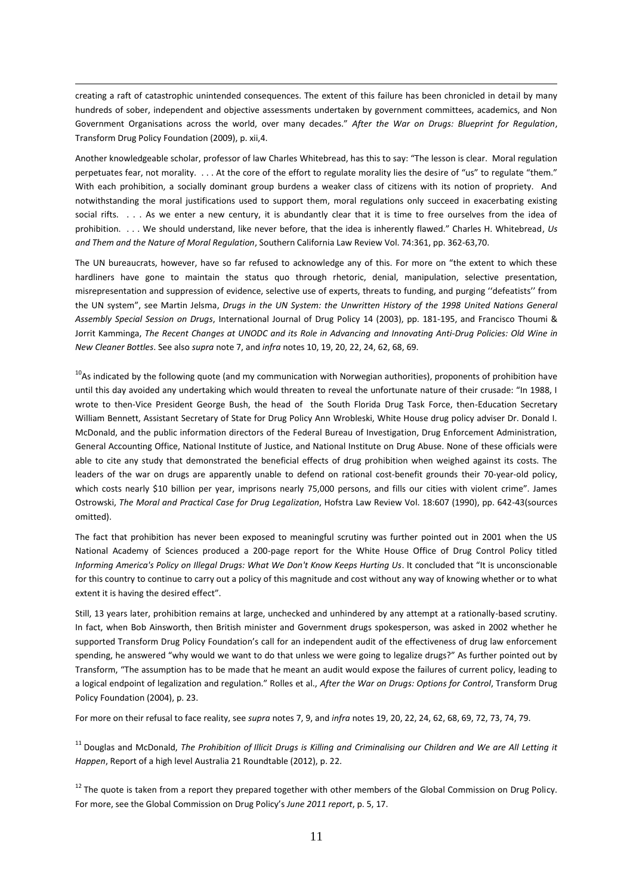creating a raft of catastrophic unintended consequences. The extent of this failure has been chronicled in detail by many hundreds of sober, independent and objective assessments undertaken by government committees, academics, and Non Government Organisations across the world, over many decades." *After the War on Drugs: Blueprint for Regulation*, Transform Drug Policy Foundation (2009), p. xii,4.

Another knowledgeable scholar, professor of law Charles Whitebread, has this to say: "The lesson is clear. Moral regulation perpetuates fear, not morality. . . . At the core of the effort to regulate morality lies the desire of "us" to regulate "them." With each prohibition, a socially dominant group burdens a weaker class of citizens with its notion of propriety. And notwithstanding the moral justifications used to support them, moral regulations only succeed in exacerbating existing social rifts. . . . As we enter a new century, it is abundantly clear that it is time to free ourselves from the idea of prohibition. . . . We should understand, like never before, that the idea is inherently flawed." Charles H. Whitebread, *Us and Them and the Nature of Moral Regulation*, Southern California Law Review Vol. 74:361, pp. 362-63,70.

The UN bureaucrats, however, have so far refused to acknowledge any of this. For more on "the extent to which these hardliners have gone to maintain the status quo through rhetoric, denial, manipulation, selective presentation, misrepresentation and suppression of evidence, selective use of experts, threats to funding, and purging ''defeatists'' from the UN system", see Martin Jelsma, *Drugs in the UN System: the Unwritten History of the 1998 United Nations General Assembly Special Session on Drugs*, International Journal of Drug Policy 14 (2003), pp. 181-195, and Francisco Thoumi & Jorrit Kamminga, *The Recent Changes at UNODC and its Role in Advancing and Innovating Anti-Drug Policies: Old Wine in New Cleaner Bottles*. See also *supra* note 7, and *infra* notes 10, 19, 20, 22, 24, 62, 68, 69.

[10]As indicated by the following quote (and my communication with Norwegian authorities), proponents of prohibition have until this day avoided any undertaking which would threaten to reveal the unfortunate nature of their crusade: "In 1988, I wrote to then-Vice President George Bush, the head of the South Florida Drug Task Force, then-Education Secretary William Bennett, Assistant Secretary of State for Drug Policy Ann Wrobleski, White House drug policy adviser Dr. Donald I. McDonald, and the public information directors of the Federal Bureau of Investigation, Drug Enforcement Administration, General Accounting Office, National Institute of Justice, and National Institute on Drug Abuse. None of these officials were able to cite any study that demonstrated the beneficial effects of drug prohibition when weighed against its costs. The leaders of the war on drugs are apparently unable to defend on rational cost-benefit grounds their 70-year-old policy, which costs nearly $10 billion per year, imprisons nearly 75,000 persons, and fills our cities with violent crime". James Ostrowski, *The Moral and Practical Case for Drug Legalization*, Hofstra Law Review Vol. 18:607 (1990), pp. 642-43(sources omitted).

The fact that prohibition has never been exposed to meaningful scrutiny was further pointed out in 2001 when the US National Academy of Sciences produced a 200-page report for the White House Office of Drug Control Policy titled *Informing America's Policy on Illegal Drugs: What We Don't Know Keeps Hurting Us*. It concluded that "It is unconscionable for this country to continue to carry out a policy of this magnitude and cost without any way of knowing whether or to what extent it is having the desired effect".

Still, 13 years later, prohibition remains at large, unchecked and unhindered by any attempt at a rationally-based scrutiny. In fact, when Bob Ainsworth, then British minister and Government drugs spokesperson, was asked in 2002 whether he supported Transform Drug Policy Foundation's call for an independent audit of the effectiveness of drug law enforcement spending, he answered "why would we want to do that unless we were going to legalize drugs?" As further pointed out by Transform, "The assumption has to be made that he meant an audit would expose the failures of current policy, leading to a logical endpoint of legalization and regulation." Rolles et al., *After the War on Drugs: Options for Control*, Transform Drug Policy Foundation (2004), p. 23.

For more on their refusal to face reality, see *supra* notes 7, 9, and *infra* notes 19, 20, 22, 24, 62, 68, 69, 72, 73, 74, 79.

[11] Douglas and McDonald, *The Prohibition of Illicit Drugs is Killing and Criminalising our Children and We are All Letting it Happen*, Report of a high level Australia 21 Roundtable (2012), p. 22.

[12] The quote is taken from a report they prepared together with other members of the Global Commission on Drug Policy. For more, see the Global Commission on Drug Policy's *June 2011 report*, p. 5, 17.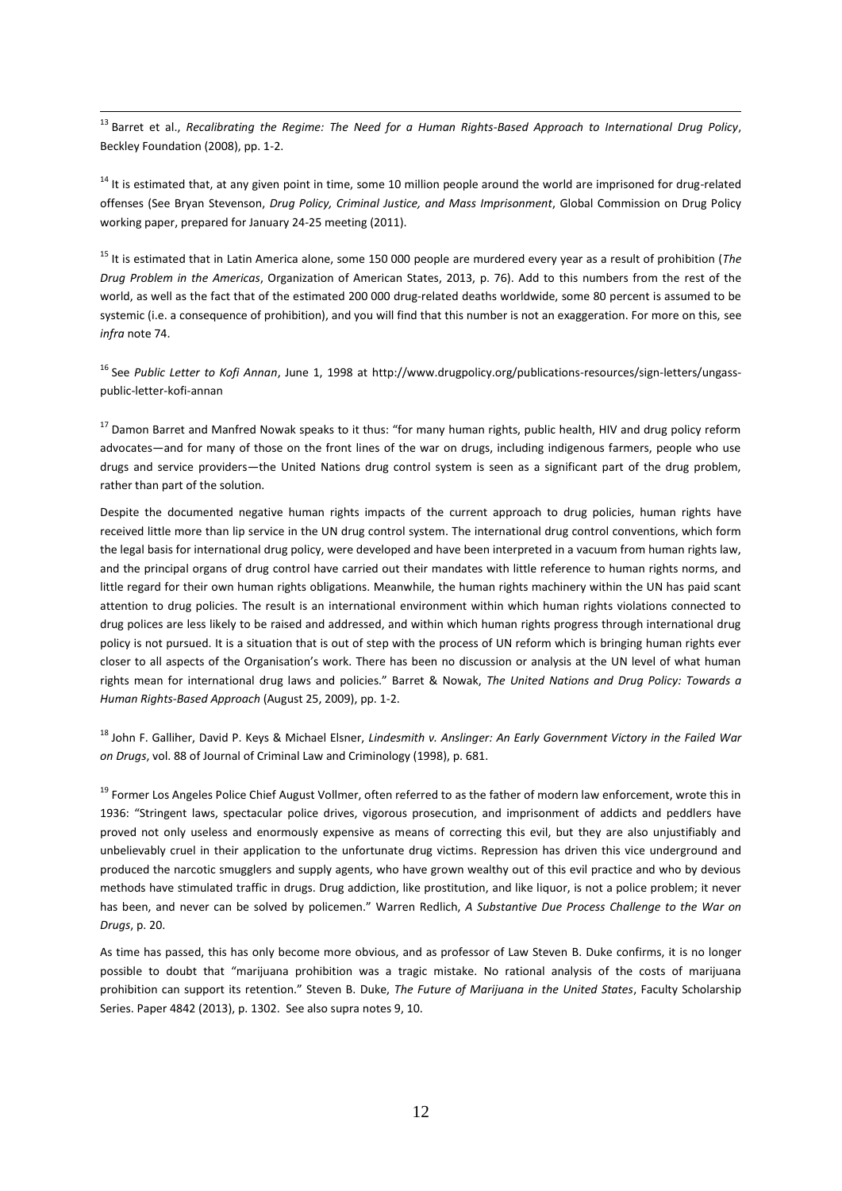[13] Barret et al., *Recalibrating the Regime: The Need for a Human Rights-Based Approach to International Drug Policy*, Beckley Foundation (2008), pp. 1-2.

[14] It is estimated that, at any given point in time, some 10 million people around the world are imprisoned for drug-related offenses (See Bryan Stevenson, *Drug Policy, Criminal Justice, and Mass Imprisonment*, Global Commission on Drug Policy working paper, prepared for January 24-25 meeting (2011).

[15] It is estimated that in Latin America alone, some 150 000 people are murdered every year as a result of prohibition (*The Drug Problem in the Americas*, Organization of American States, 2013, p. 76). Add to this numbers from the rest of the world, as well as the fact that of the estimated 200 000 drug-related deaths worldwide, some 80 percent is assumed to be systemic (i.e. a consequence of prohibition), and you will find that this number is not an exaggeration. For more on this, see *infra* note 74.

[16] See *Public Letter to Kofi Annan*, June 1, 1998 at http://www.drugpolicy.org/publications-resources/sign-letters/ungass-public-letter-kofi-annan

[17] Damon Barret and Manfred Nowak speaks to it thus: "for many human rights, public health, HIV and drug policy reform advocates—and for many of those on the front lines of the war on drugs, including indigenous farmers, people who use drugs and service providers—the United Nations drug control system is seen as a significant part of the drug problem, rather than part of the solution.

Despite the documented negative human rights impacts of the current approach to drug policies, human rights have received little more than lip service in the UN drug control system. The international drug control conventions, which form the legal basis for international drug policy, were developed and have been interpreted in a vacuum from human rights law, and the principal organs of drug control have carried out their mandates with little reference to human rights norms, and little regard for their own human rights obligations. Meanwhile, the human rights machinery within the UN has paid scant attention to drug policies. The result is an international environment within which human rights violations connected to drug polices are less likely to be raised and addressed, and within which human rights progress through international drug policy is not pursued. It is a situation that is out of step with the process of UN reform which is bringing human rights ever closer to all aspects of the Organisation's work. There has been no discussion or analysis at the UN level of what human rights mean for international drug laws and policies." Barret & Nowak, *The United Nations and Drug Policy: Towards a Human Rights-Based Approach* (August 25, 2009), pp. 1-2.

[18] John F. Galliher, David P. Keys & Michael Elsner, *Lindesmith v. Anslinger: An Early Government Victory in the Failed War on Drugs*, vol. 88 of Journal of Criminal Law and Criminology (1998), p. 681.

[19] Former Los Angeles Police Chief August Vollmer, often referred to as the father of modern law enforcement, wrote this in 1936: "Stringent laws, spectacular police drives, vigorous prosecution, and imprisonment of addicts and peddlers have proved not only useless and enormously expensive as means of correcting this evil, but they are also unjustifiably and unbelievably cruel in their application to the unfortunate drug victims. Repression has driven this vice underground and produced the narcotic smugglers and supply agents, who have grown wealthy out of this evil practice and who by devious methods have stimulated traffic in drugs. Drug addiction, like prostitution, and like liquor, is not a police problem; it never has been, and never can be solved by policemen." Warren Redlich, *A Substantive Due Process Challenge to the War on Drugs*, p. 20.

As time has passed, this has only become more obvious, and as professor of Law Steven B. Duke confirms, it is no longer possible to doubt that "marijuana prohibition was a tragic mistake. No rational analysis of the costs of marijuana prohibition can support its retention." Steven B. Duke, *The Future of Marijuana in the United States*, Faculty Scholarship Series. Paper 4842 (2013), p. 1302. See also supra notes 9, 10.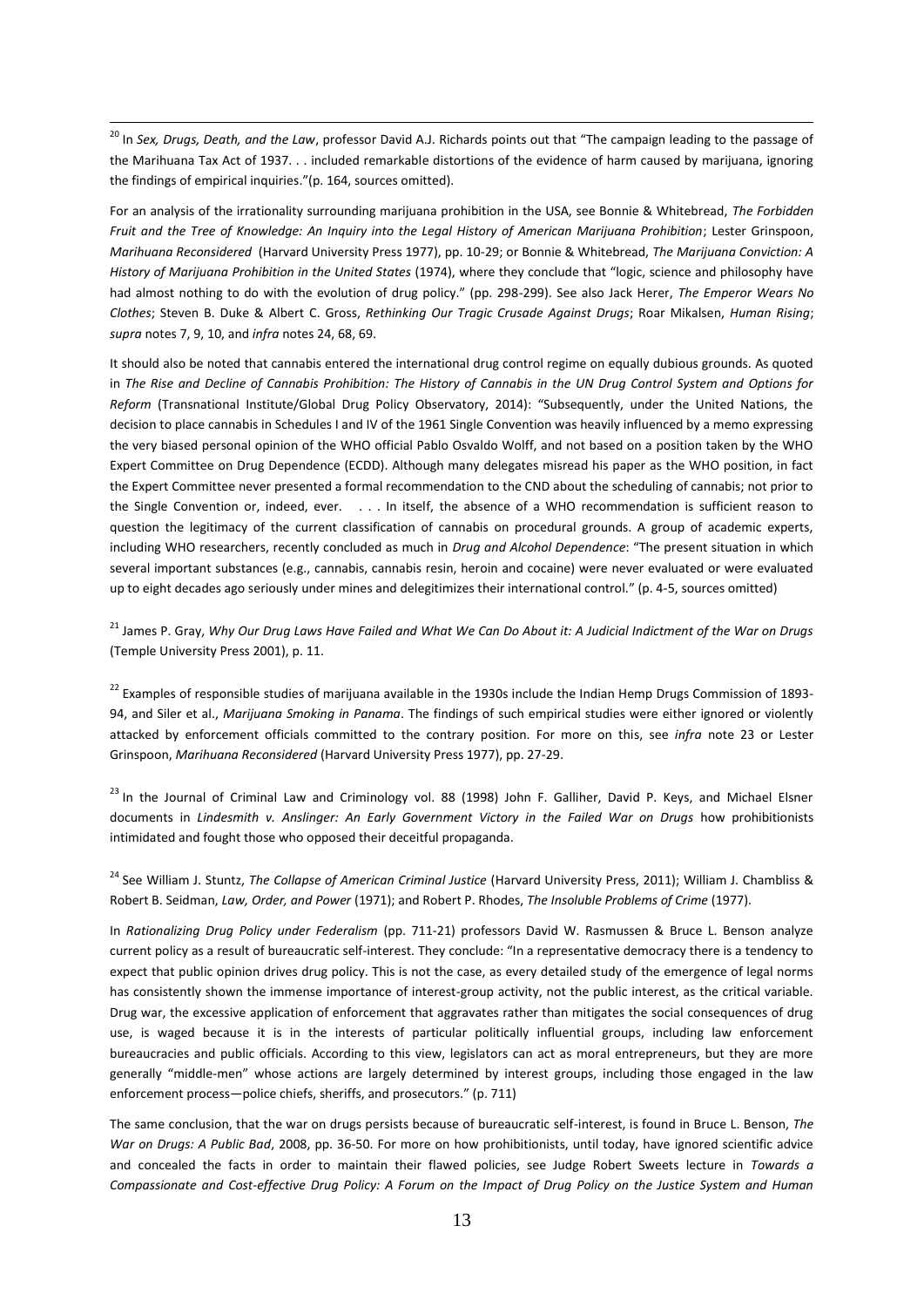[20] In *Sex, Drugs, Death, and the Law*, professor David A.J. Richards points out that "The campaign leading to the passage of the Marihuana Tax Act of 1937. . . included remarkable distortions of the evidence of harm caused by marijuana, ignoring the findings of empirical inquiries."(p. 164, sources omitted).

For an analysis of the irrationality surrounding marijuana prohibition in the USA, see Bonnie & Whitebread, *The Forbidden Fruit and the Tree of Knowledge: An Inquiry into the Legal History of American Marijuana Prohibition*; Lester Grinspoon, *Marihuana Reconsidered* (Harvard University Press 1977), pp. 10-29; or Bonnie & Whitebread, *The Marijuana Conviction: A History of Marijuana Prohibition in the United States* (1974), where they conclude that "logic, science and philosophy have had almost nothing to do with the evolution of drug policy." (pp. 298-299). See also Jack Herer, *The Emperor Wears No Clothes*; Steven B. Duke & Albert C. Gross, *Rethinking Our Tragic Crusade Against Drugs*; Roar Mikalsen, *Human Rising*; *supra* notes 7, 9, 10, and *infra* notes 24, 68, 69.

It should also be noted that cannabis entered the international drug control regime on equally dubious grounds. As quoted in *The Rise and Decline of Cannabis Prohibition: The History of Cannabis in the UN Drug Control System and Options for Reform* (Transnational Institute/Global Drug Policy Observatory, 2014): "Subsequently, under the United Nations, the decision to place cannabis in Schedules I and IV of the 1961 Single Convention was heavily influenced by a memo expressing the very biased personal opinion of the WHO official Pablo Osvaldo Wolff, and not based on a position taken by the WHO Expert Committee on Drug Dependence (ECDD). Although many delegates misread his paper as the WHO position, in fact the Expert Committee never presented a formal recommendation to the CND about the scheduling of cannabis; not prior to the Single Convention or, indeed, ever. . . . In itself, the absence of a WHO recommendation is sufficient reason to question the legitimacy of the current classification of cannabis on procedural grounds. A group of academic experts, including WHO researchers, recently concluded as much in *Drug and Alcohol Dependence*: "The present situation in which several important substances (e.g., cannabis, cannabis resin, heroin and cocaine) were never evaluated or were evaluated up to eight decades ago seriously under mines and delegitimizes their international control." (p. 4-5, sources omitted)

[21] James P. Gray, *Why Our Drug Laws Have Failed and What We Can Do About it: A Judicial Indictment of the War on Drugs* (Temple University Press 2001), p. 11.

[22] Examples of responsible studies of marijuana available in the 1930s include the Indian Hemp Drugs Commission of 1893-94, and Siler et al., *Marijuana Smoking in Panama*. The findings of such empirical studies were either ignored or violently attacked by enforcement officials committed to the contrary position. For more on this, see *infra* note 23 or Lester Grinspoon, *Marihuana Reconsidered* (Harvard University Press 1977), pp. 27-29.

[23] In the Journal of Criminal Law and Criminology vol. 88 (1998) John F. Galliher, David P. Keys, and Michael Elsner documents in *Lindesmith v. Anslinger: An Early Government Victory in the Failed War on Drugs* how prohibitionists intimidated and fought those who opposed their deceitful propaganda.

[24] See William J. Stuntz, *The Collapse of American Criminal Justice* (Harvard University Press, 2011); William J. Chambliss & Robert B. Seidman, *Law, Order, and Power* (1971); and Robert P. Rhodes, *The Insoluble Problems of Crime* (1977).

In *Rationalizing Drug Policy under Federalism* (pp. 711-21) professors David W. Rasmussen & Bruce L. Benson analyze current policy as a result of bureaucratic self-interest. They conclude: "In a representative democracy there is a tendency to expect that public opinion drives drug policy. This is not the case, as every detailed study of the emergence of legal norms has consistently shown the immense importance of interest-group activity, not the public interest, as the critical variable. Drug war, the excessive application of enforcement that aggravates rather than mitigates the social consequences of drug use, is waged because it is in the interests of particular politically influential groups, including law enforcement bureaucracies and public officials. According to this view, legislators can act as moral entrepreneurs, but they are more generally "middle-men" whose actions are largely determined by interest groups, including those engaged in the law enforcement process—police chiefs, sheriffs, and prosecutors." (p. 711)

The same conclusion, that the war on drugs persists because of bureaucratic self-interest, is found in Bruce L. Benson, *The War on Drugs: A Public Bad*, 2008, pp. 36-50. For more on how prohibitionists, until today, have ignored scientific advice and concealed the facts in order to maintain their flawed policies, see Judge Robert Sweets lecture in *Towards a Compassionate and Cost-effective Drug Policy: A Forum on the Impact of Drug Policy on the Justice System and Human*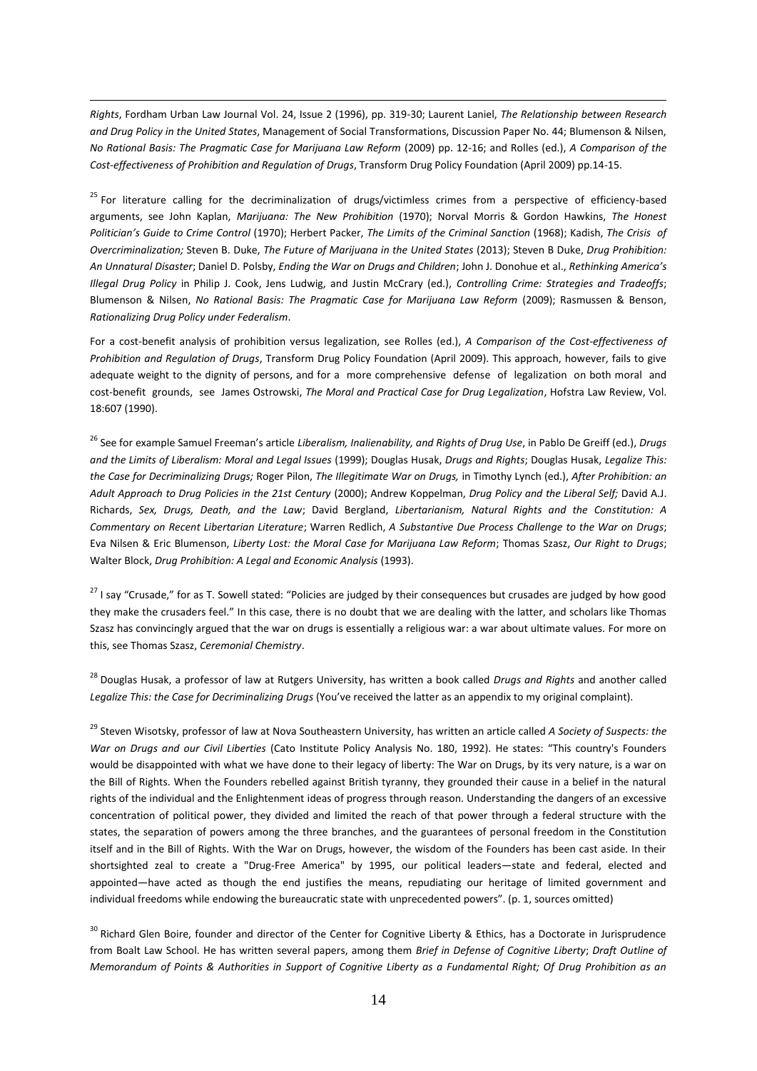*Rights*, Fordham Urban Law Journal Vol. 24, Issue 2 (1996), pp. 319-30; Laurent Laniel, *The Relationship between Research and Drug Policy in the United States*, Management of Social Transformations, Discussion Paper No. 44; Blumenson & Nilsen, *No Rational Basis: The Pragmatic Case for Marijuana Law Reform* (2009) pp. 12-16; and Rolles (ed.), *A Comparison of the Cost-effectiveness of Prohibition and Regulation of Drugs*, Transform Drug Policy Foundation (April 2009) pp.14-15.

[25] For literature calling for the decriminalization of drugs/victimless crimes from a perspective of efficiency-based arguments, see John Kaplan, *Marijuana: The New Prohibition* (1970); Norval Morris & Gordon Hawkins, *The Honest Politician's Guide to Crime Control* (1970); Herbert Packer, *The Limits of the Criminal Sanction* (1968); Kadish, *The Crisis of Overcriminalization;* Steven B. Duke, *The Future of Marijuana in the United States* (2013); Steven B Duke, *Drug Prohibition: An Unnatural Disaster*; Daniel D. Polsby, *Ending the War on Drugs and Children*; John J. Donohue et al., *Rethinking America's Illegal Drug Policy* in Philip J. Cook, Jens Ludwig, and Justin McCrary (ed.), *Controlling Crime: Strategies and Tradeoffs*; Blumenson & Nilsen, *No Rational Basis: The Pragmatic Case for Marijuana Law Reform* (2009); Rasmussen & Benson, *Rationalizing Drug Policy under Federalism*.

For a cost-benefit analysis of prohibition versus legalization, see Rolles (ed.), *A Comparison of the Cost-effectiveness of Prohibition and Regulation of Drugs*, Transform Drug Policy Foundation (April 2009). This approach, however, fails to give adequate weight to the dignity of persons, and for a more comprehensive defense of legalization on both moral and cost-benefit grounds, see James Ostrowski, *The Moral and Practical Case for Drug Legalization*, Hofstra Law Review, Vol. 18:607 (1990).

[26] See for example Samuel Freeman's article *Liberalism, Inalienability, and Rights of Drug Use*, in Pablo De Greiff (ed.), *Drugs and the Limits of Liberalism: Moral and Legal Issues* (1999); Douglas Husak, *Drugs and Rights*; Douglas Husak, *Legalize This: the Case for Decriminalizing Drugs;* Roger Pilon, *The Illegitimate War on Drugs,* in Timothy Lynch (ed.), *After Prohibition: an Adult Approach to Drug Policies in the 21st Century* (2000); Andrew Koppelman, *Drug Policy and the Liberal Self;* David A.J. Richards, *Sex, Drugs, Death, and the Law*; David Bergland, *Libertarianism, Natural Rights and the Constitution: A Commentary on Recent Libertarian Literature*; Warren Redlich, *A Substantive Due Process Challenge to the War on Drugs*; Eva Nilsen & Eric Blumenson, *Liberty Lost: the Moral Case for Marijuana Law Reform*; Thomas Szasz, *Our Right to Drugs*; Walter Block, *Drug Prohibition: A Legal and Economic Analysis* (1993).

[27] I say "Crusade," for as T. Sowell stated: "Policies are judged by their consequences but crusades are judged by how good they make the crusaders feel." In this case, there is no doubt that we are dealing with the latter, and scholars like Thomas Szasz has convincingly argued that the war on drugs is essentially a religious war: a war about ultimate values. For more on this, see Thomas Szasz, *Ceremonial Chemistry*.

[28] Douglas Husak, a professor of law at Rutgers University, has written a book called *Drugs and Rights* and another called *Legalize This: the Case for Decriminalizing Drugs* (You've received the latter as an appendix to my original complaint).

[29] Steven Wisotsky, professor of law at Nova Southeastern University, has written an article called *A Society of Suspects: the War on Drugs and our Civil Liberties* (Cato Institute Policy Analysis No. 180, 1992). He states: "This country's Founders would be disappointed with what we have done to their legacy of liberty: The War on Drugs, by its very nature, is a war on the Bill of Rights. When the Founders rebelled against British tyranny, they grounded their cause in a belief in the natural rights of the individual and the Enlightenment ideas of progress through reason. Understanding the dangers of an excessive concentration of political power, they divided and limited the reach of that power through a federal structure with the states, the separation of powers among the three branches, and the guarantees of personal freedom in the Constitution itself and in the Bill of Rights. With the War on Drugs, however, the wisdom of the Founders has been cast aside. In their shortsighted zeal to create a "Drug-Free America" by 1995, our political leaders—state and federal, elected and appointed—have acted as though the end justifies the means, repudiating our heritage of limited government and individual freedoms while endowing the bureaucratic state with unprecedented powers". (p. 1, sources omitted)

[30] Richard Glen Boire, founder and director of the Center for Cognitive Liberty & Ethics, has a Doctorate in Jurisprudence from Boalt Law School. He has written several papers, among them *Brief in Defense of Cognitive Liberty*; *Draft Outline of Memorandum of Points & Authorities in Support of Cognitive Liberty as a Fundamental Right; Of Drug Prohibition as an*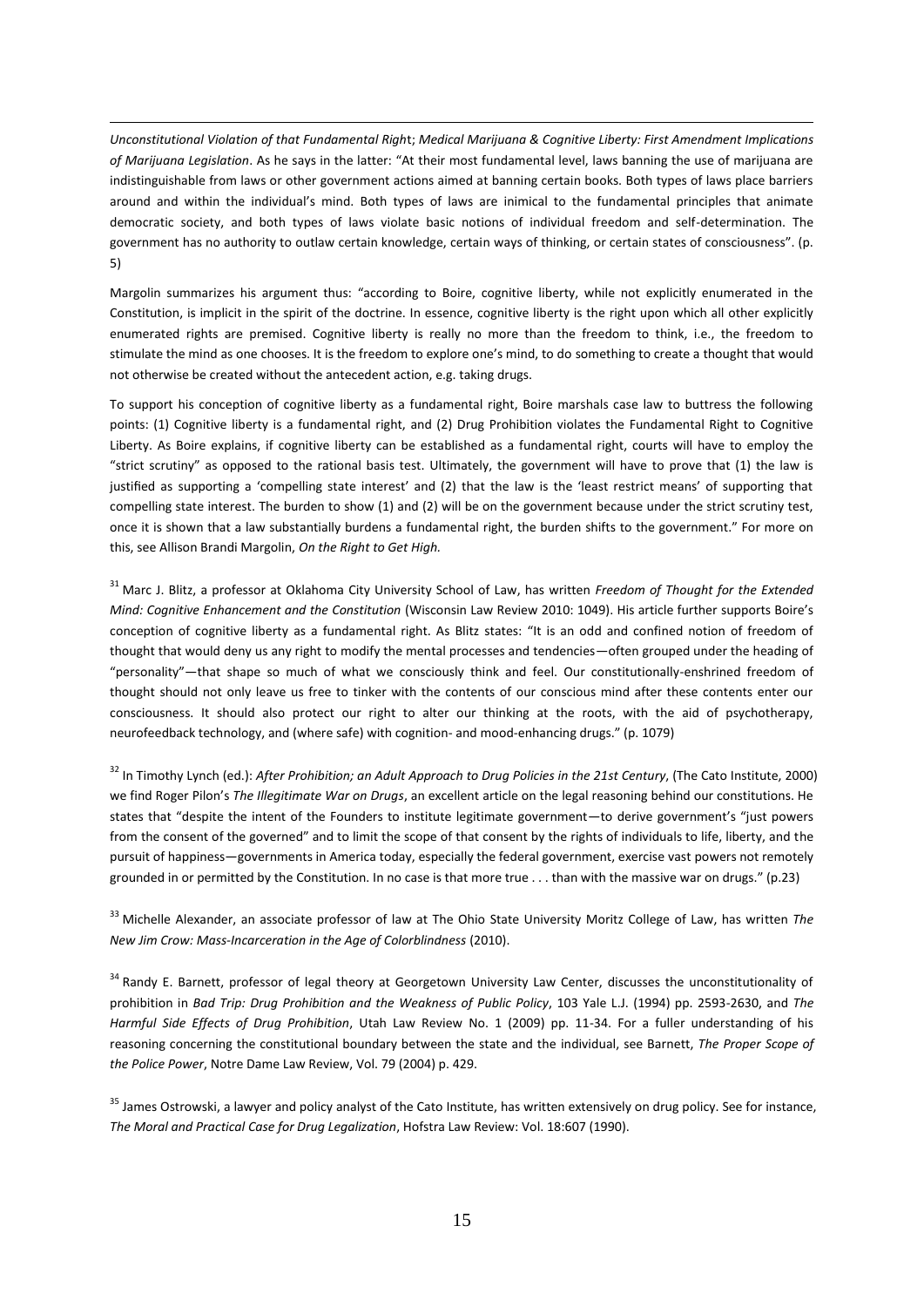*Unconstitutional Violation of that Fundamental Righ*t; *Medical Marijuana & Cognitive Liberty: First Amendment Implications of Marijuana Legislation*. As he says in the latter: "At their most fundamental level, laws banning the use of marijuana are indistinguishable from laws or other government actions aimed at banning certain books. Both types of laws place barriers around and within the individual's mind. Both types of laws are inimical to the fundamental principles that animate democratic society, and both types of laws violate basic notions of individual freedom and self-determination. The government has no authority to outlaw certain knowledge, certain ways of thinking, or certain states of consciousness". (p. 5)

Margolin summarizes his argument thus: "according to Boire, cognitive liberty, while not explicitly enumerated in the Constitution, is implicit in the spirit of the doctrine. In essence, cognitive liberty is the right upon which all other explicitly enumerated rights are premised. Cognitive liberty is really no more than the freedom to think, i.e., the freedom to stimulate the mind as one chooses. It is the freedom to explore one's mind, to do something to create a thought that would not otherwise be created without the antecedent action, e.g. taking drugs.

To support his conception of cognitive liberty as a fundamental right, Boire marshals case law to buttress the following points: (1) Cognitive liberty is a fundamental right, and (2) Drug Prohibition violates the Fundamental Right to Cognitive Liberty. As Boire explains, if cognitive liberty can be established as a fundamental right, courts will have to employ the "strict scrutiny" as opposed to the rational basis test. Ultimately, the government will have to prove that (1) the law is justified as supporting a 'compelling state interest' and (2) that the law is the 'least restrict means' of supporting that compelling state interest. The burden to show (1) and (2) will be on the government because under the strict scrutiny test, once it is shown that a law substantially burdens a fundamental right, the burden shifts to the government." For more on this, see Allison Brandi Margolin, *On the Right to Get High.*

[31] Marc J. Blitz, a professor at Oklahoma City University School of Law, has written *Freedom of Thought for the Extended Mind: Cognitive Enhancement and the Constitution* (Wisconsin Law Review 2010: 1049). His article further supports Boire's conception of cognitive liberty as a fundamental right. As Blitz states: "It is an odd and confined notion of freedom of thought that would deny us any right to modify the mental processes and tendencies—often grouped under the heading of "personality"—that shape so much of what we consciously think and feel. Our constitutionally-enshrined freedom of thought should not only leave us free to tinker with the contents of our conscious mind after these contents enter our consciousness. It should also protect our right to alter our thinking at the roots, with the aid of psychotherapy, neurofeedback technology, and (where safe) with cognition- and mood-enhancing drugs." (p. 1079)

[32] In Timothy Lynch (ed.): *After Prohibition; an Adult Approach to Drug Policies in the 21st Century*, (The Cato Institute, 2000) we find Roger Pilon's *The Illegitimate War on Drugs*, an excellent article on the legal reasoning behind our constitutions. He states that "despite the intent of the Founders to institute legitimate government—to derive government's "just powers from the consent of the governed" and to limit the scope of that consent by the rights of individuals to life, liberty, and the pursuit of happiness—governments in America today, especially the federal government, exercise vast powers not remotely grounded in or permitted by the Constitution. In no case is that more true . . . than with the massive war on drugs." (p.23)

[33] Michelle Alexander, an associate professor of law at The Ohio State University Moritz College of Law, has written *The New Jim Crow: Mass-Incarceration in the Age of Colorblindness* (2010).

[34] Randy E. Barnett, professor of legal theory at Georgetown University Law Center, discusses the unconstitutionality of prohibition in *Bad Trip: Drug Prohibition and the Weakness of Public Policy*, 103 Yale L.J. (1994) pp. 2593-2630, and *The Harmful Side Effects of Drug Prohibition*, Utah Law Review No. 1 (2009) pp. 11-34. For a fuller understanding of his reasoning concerning the constitutional boundary between the state and the individual, see Barnett, *The Proper Scope of the Police Power*, Notre Dame Law Review, Vol. 79 (2004) p. 429.

[35] James Ostrowski, a lawyer and policy analyst of the Cato Institute, has written extensively on drug policy. See for instance, *The Moral and Practical Case for Drug Legalization*, Hofstra Law Review: Vol. 18:607 (1990).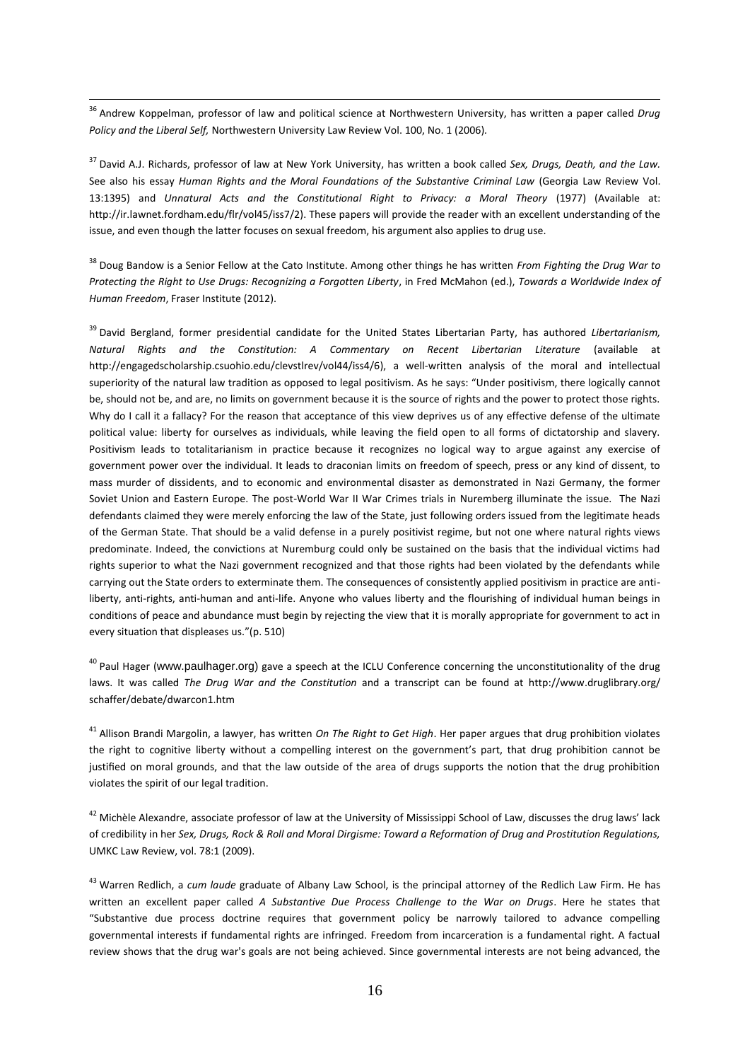[36] Andrew Koppelman, professor of law and political science at Northwestern University, has written a paper called *Drug Policy and the Liberal Self,* Northwestern University Law Review Vol. 100, No. 1 (2006).

[37] David A.J. Richards, professor of law at New York University, has written a book called *Sex, Drugs, Death, and the Law.* See also his essay *Human Rights and the Moral Foundations of the Substantive Criminal Law* (Georgia Law Review Vol. 13:1395) and *Unnatural Acts and the Constitutional Right to Privacy: a Moral Theory* (1977) (Available at: http://ir.lawnet.fordham.edu/flr/vol45/iss7/2). These papers will provide the reader with an excellent understanding of the issue, and even though the latter focuses on sexual freedom, his argument also applies to drug use.

[38] Doug Bandow is a Senior Fellow at the Cato Institute. Among other things he has written *From Fighting the Drug War to Protecting the Right to Use Drugs: Recognizing a Forgotten Liberty*, in Fred McMahon (ed.), *Towards a Worldwide Index of Human Freedom*, Fraser Institute (2012).

[39] David Bergland, former presidential candidate for the United States Libertarian Party, has authored *Libertarianism, Natural Rights and the Constitution: A Commentary on Recent Libertarian Literature* (available at http://engagedscholarship.csuohio.edu/clevstlrev/vol44/iss4/6), a well-written analysis of the moral and intellectual superiority of the natural law tradition as opposed to legal positivism. As he says: "Under positivism, there logically cannot be, should not be, and are, no limits on government because it is the source of rights and the power to protect those rights. Why do I call it a fallacy? For the reason that acceptance of this view deprives us of any effective defense of the ultimate political value: liberty for ourselves as individuals, while leaving the field open to all forms of dictatorship and slavery. Positivism leads to totalitarianism in practice because it recognizes no logical way to argue against any exercise of government power over the individual. It leads to draconian limits on freedom of speech, press or any kind of dissent, to mass murder of dissidents, and to economic and environmental disaster as demonstrated in Nazi Germany, the former Soviet Union and Eastern Europe. The post-World War II War Crimes trials in Nuremberg illuminate the issue. The Nazi defendants claimed they were merely enforcing the law of the State, just following orders issued from the legitimate heads of the German State. That should be a valid defense in a purely positivist regime, but not one where natural rights views predominate. Indeed, the convictions at Nuremburg could only be sustained on the basis that the individual victims had rights superior to what the Nazi government recognized and that those rights had been violated by the defendants while carrying out the State orders to exterminate them. The consequences of consistently applied positivism in practice are anti-liberty, anti-rights, anti-human and anti-life. Anyone who values liberty and the flourishing of individual human beings in conditions of peace and abundance must begin by rejecting the view that it is morally appropriate for government to act in every situation that displeases us."(p. 510)

[40] Paul Hager (www.paulhager.org) gave a speech at the ICLU Conference concerning the unconstitutionality of the drug laws. It was called *The Drug War and the Constitution* and a transcript can be found at http://www.druglibrary.org/schaffer/debate/dwarcon1.htm

[41] Allison Brandi Margolin, a lawyer, has written *On The Right to Get High*. Her paper argues that drug prohibition violates the right to cognitive liberty without a compelling interest on the government's part, that drug prohibition cannot be justified on moral grounds, and that the law outside of the area of drugs supports the notion that the drug prohibition violates the spirit of our legal tradition.

[42] Michèle Alexandre, associate professor of law at the University of Mississippi School of Law, discusses the drug laws' lack of credibility in her *Sex, Drugs, Rock & Roll and Moral Dirgisme: Toward a Reformation of Drug and Prostitution Regulations,* UMKC Law Review, vol. 78:1 (2009).

[43] Warren Redlich, a *cum laude* graduate of Albany Law School, is the principal attorney of the Redlich Law Firm. He has written an excellent paper called *A Substantive Due Process Challenge to the War on Drugs*. Here he states that "Substantive due process doctrine requires that government policy be narrowly tailored to advance compelling governmental interests if fundamental rights are infringed. Freedom from incarceration is a fundamental right. A factual review shows that the drug war's goals are not being achieved. Since governmental interests are not being advanced, the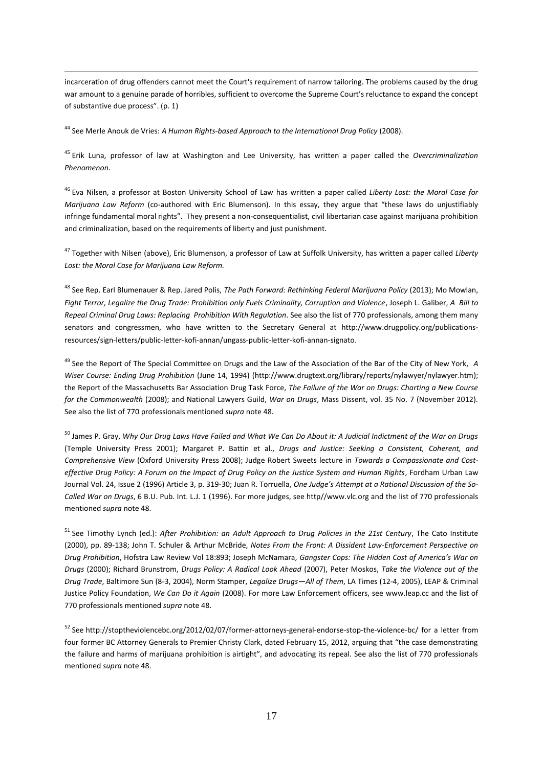incarceration of drug offenders cannot meet the Court's requirement of narrow tailoring. The problems caused by the drug war amount to a genuine parade of horribles, sufficient to overcome the Supreme Court's reluctance to expand the concept of substantive due process". (p. 1)

[44] See Merle Anouk de Vries: *A Human Rights-based Approach to the International Drug Policy* (2008).

[45] Erik Luna, professor of law at Washington and Lee University, has written a paper called the *Overcriminalization Phenomenon.*

[46] Eva Nilsen, a professor at Boston University School of Law has written a paper called *Liberty Lost: the Moral Case for Marijuana Law Reform* (co-authored with Eric Blumenson). In this essay, they argue that "these laws do unjustifiably infringe fundamental moral rights". They present a non-consequentialist, civil libertarian case against marijuana prohibition and criminalization, based on the requirements of liberty and just punishment.

[47] Together with Nilsen (above), Eric Blumenson, a professor of Law at Suffolk University, has written a paper called *Liberty Lost: the Moral Case for Marijuana Law Reform.*

[48] See Rep. Earl Blumenauer & Rep. Jared Polis, *The Path Forward: Rethinking Federal Marijuana Policy* (2013); Mo Mowlan, *Fight Terror, Legalize the Drug Trade: Prohibition only Fuels Criminality, Corruption and Violence*, Joseph L. Galiber, *A Bill to Repeal Criminal Drug Laws: Replacing Prohibition With Regulation*. See also the list of 770 professionals, among them many senators and congressmen, who have written to the Secretary General at http://www.drugpolicy.org/publications-resources/sign-letters/public-letter-kofi-annan/ungass-public-letter-kofi-annan-signato.

[49] See the Report of The Special Committee on Drugs and the Law of the Association of the Bar of the City of New York, *A Wiser Course: Ending Drug Prohibition* (June 14, 1994) (http://www.drugtext.org/library/reports/nylawyer/nylawyer.htm); the Report of the Massachusetts Bar Association Drug Task Force, *The Failure of the War on Drugs: Charting a New Course for the Commonwealth* (2008); and National Lawyers Guild, *War on Drugs*, Mass Dissent, vol. 35 No. 7 (November 2012). See also the list of 770 professionals mentioned *supra* note 48.

[50] James P. Gray, *Why Our Drug Laws Have Failed and What We Can Do About it: A Judicial Indictment of the War on Drugs* (Temple University Press 2001); Margaret P. Battin et al., *Drugs and Justice: Seeking a Consistent, Coherent, and Comprehensive View* (Oxford University Press 2008); Judge Robert Sweets lecture in *Towards a Compassionate and Cost-effective Drug Policy: A Forum on the Impact of Drug Policy on the Justice System and Human Rights*, Fordham Urban Law Journal Vol. 24, Issue 2 (1996) Article 3, p. 319-30; Juan R. Torruella, *One Judge's Attempt at a Rational Discussion of the So-Called War on Drugs*, 6 B.U. Pub. Int. L.J. 1 (1996). For more judges, see http//www.vlc.org and the list of 770 professionals mentioned *supra* note 48.

[51] See Timothy Lynch (ed.): *After Prohibition: an Adult Approach to Drug Policies in the 21st Century*, The Cato Institute (2000), pp. 89-138; John T. Schuler & Arthur McBride, *Notes From the Front: A Dissident Law-Enforcement Perspective on Drug Prohibition*, Hofstra Law Review Vol 18:893; Joseph McNamara, *Gangster Cops: The Hidden Cost of America's War on Drugs* (2000); Richard Brunstrom, *Drugs Policy: A Radical Look Ahead* (2007), Peter Moskos, *Take the Violence out of the Drug Trade*, Baltimore Sun (8-3, 2004), Norm Stamper, *Legalize Drugs—All of Them*, LA Times (12-4, 2005), LEAP & Criminal Justice Policy Foundation, *We Can Do it Again* (2008). For more Law Enforcement officers, see www.leap.cc and the list of 770 professionals mentioned *supra* note 48.

[52] See http://stoptheviolencebc.org/2012/02/07/former-attorneys-general-endorse-stop-the-violence-bc/ for a letter from four former BC Attorney Generals to Premier Christy Clark, dated February 15, 2012, arguing that "the case demonstrating the failure and harms of marijuana prohibition is airtight", and advocating its repeal. See also the list of 770 professionals mentioned *supra* note 48.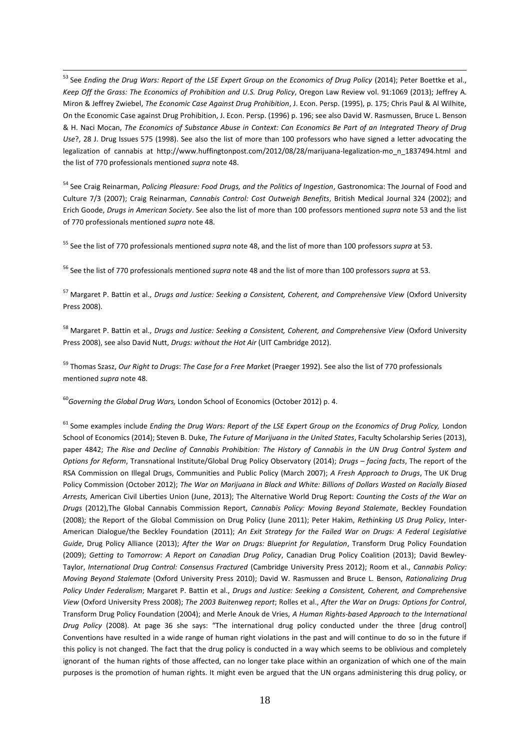[53] See *Ending the Drug Wars: Report of the LSE Expert Group on the Economics of Drug Policy* (2014); Peter Boettke et al., *Keep Off the Grass: The Economics of Prohibition and U.S. Drug Policy*, Oregon Law Review vol. 91:1069 (2013); Jeffrey A. Miron & Jeffrey Zwiebel, *The Economic Case Against Drug Prohibition*, J. Econ. Persp. (1995), p. 175; Chris Paul & Al Wilhite, On the Economic Case against Drug Prohibition, J. Econ. Persp. (1996) p. 196; see also David W. Rasmussen, Bruce L. Benson & H. Naci Mocan, *The Economics of Substance Abuse in Context: Can Economics Be Part of an Integrated Theory of Drug Use*?, 28 J. Drug Issues 575 (1998). See also the list of more than 100 professors who have signed a letter advocating the legalization of cannabis at http://www.huffingtonpost.com/2012/08/28/marijuana-legalization-mo_n_1837494.html and the list of 770 professionals mentioned *supra* note 48.

[54] See Craig Reinarman, *Policing Pleasure: Food Drugs, and the Politics of Ingestion*, Gastronomica: The Journal of Food and Culture 7/3 (2007); Craig Reinarman, *Cannabis Control: Cost Outweigh Benefits*, British Medical Journal 324 (2002); and Erich Goode, *Drugs in American Society*. See also the list of more than 100 professors mentioned *supra* note 53 and the list of 770 professionals mentioned *supra* note 48.

[55] See the list of 770 professionals mentioned *supra* note 48, and the list of more than 100 professors *supra* at 53.

[56] See the list of 770 professionals mentioned *supra* note 48 and the list of more than 100 professors *supra* at 53.

[57] Margaret P. Battin et al., *Drugs and Justice: Seeking a Consistent, Coherent, and Comprehensive View* (Oxford University Press 2008).

[58] Margaret P. Battin et al., *Drugs and Justice: Seeking a Consistent, Coherent, and Comprehensive View* (Oxford University Press 2008), see also David Nutt, *Drugs: without the Hot Air* (UIT Cambridge 2012).

[59] Thomas Szasz, *Our Right to Drugs*: *The Case for a Free Market* (Praeger 1992). See also the list of 770 professionals mentioned *supra* note 48.

[60] *Governing the Global Drug Wars,* London School of Economics (October 2012) p. 4.

[61] Some examples include *Ending the Drug Wars: Report of the LSE Expert Group on the Economics of Drug Policy,* London School of Economics (2014); Steven B. Duke, *The Future of Marijuana in the United States*, Faculty Scholarship Series (2013), paper 4842; *The Rise and Decline of Cannabis Prohibition: The History of Cannabis in the UN Drug Control System and Options for Reform*, Transnational Institute/Global Drug Policy Observatory (2014); *Drugs – facing facts*, The report of the RSA Commission on Illegal Drugs, Communities and Public Policy (March 2007); *A Fresh Approach to Drugs*, The UK Drug Policy Commission (October 2012); *The War on Marijuana in Black and White: Billions of Dollars Wasted on Racially Biased Arrests,* American Civil Liberties Union (June, 2013); The Alternative World Drug Report: *Counting the Costs of the War on Drugs* (2012),The Global Cannabis Commission Report, *Cannabis Policy: Moving Beyond Stalemate*, Beckley Foundation (2008); the Report of the Global Commission on Drug Policy (June 2011); Peter Hakim, *Rethinking US Drug Policy*, Inter-American Dialogue/the Beckley Foundation (2011); *An Exit Strategy for the Failed War on Drugs: A Federal Legislative Guide*, Drug Policy Alliance (2013); *After the War on Drugs: Blueprint for Regulation*, Transform Drug Policy Foundation (2009); *Getting to Tomorrow: A Report on Canadian Drug Policy*, Canadian Drug Policy Coalition (2013); David Bewley-Taylor, *International Drug Control: Consensus Fractured* (Cambridge University Press 2012); Room et al., *Cannabis Policy: Moving Beyond Stalemate* (Oxford University Press 2010); David W. Rasmussen and Bruce L. Benson, *Rationalizing Drug Policy Under Federalism*; Margaret P. Battin et al., *Drugs and Justice: Seeking a Consistent, Coherent, and Comprehensive View* (Oxford University Press 2008); *The 2003 Buitenweg report*; Rolles et al., *After the War on Drugs: Options for Control*, Transform Drug Policy Foundation (2004); and Merle Anouk de Vries, *A Human Rights-based Approach to the International Drug Policy* (2008). At page 36 she says: "The international drug policy conducted under the three [drug control] Conventions have resulted in a wide range of human right violations in the past and will continue to do so in the future if this policy is not changed. The fact that the drug policy is conducted in a way which seems to be oblivious and completely ignorant of the human rights of those affected, can no longer take place within an organization of which one of the main purposes is the promotion of human rights. It might even be argued that the UN organs administering this drug policy, or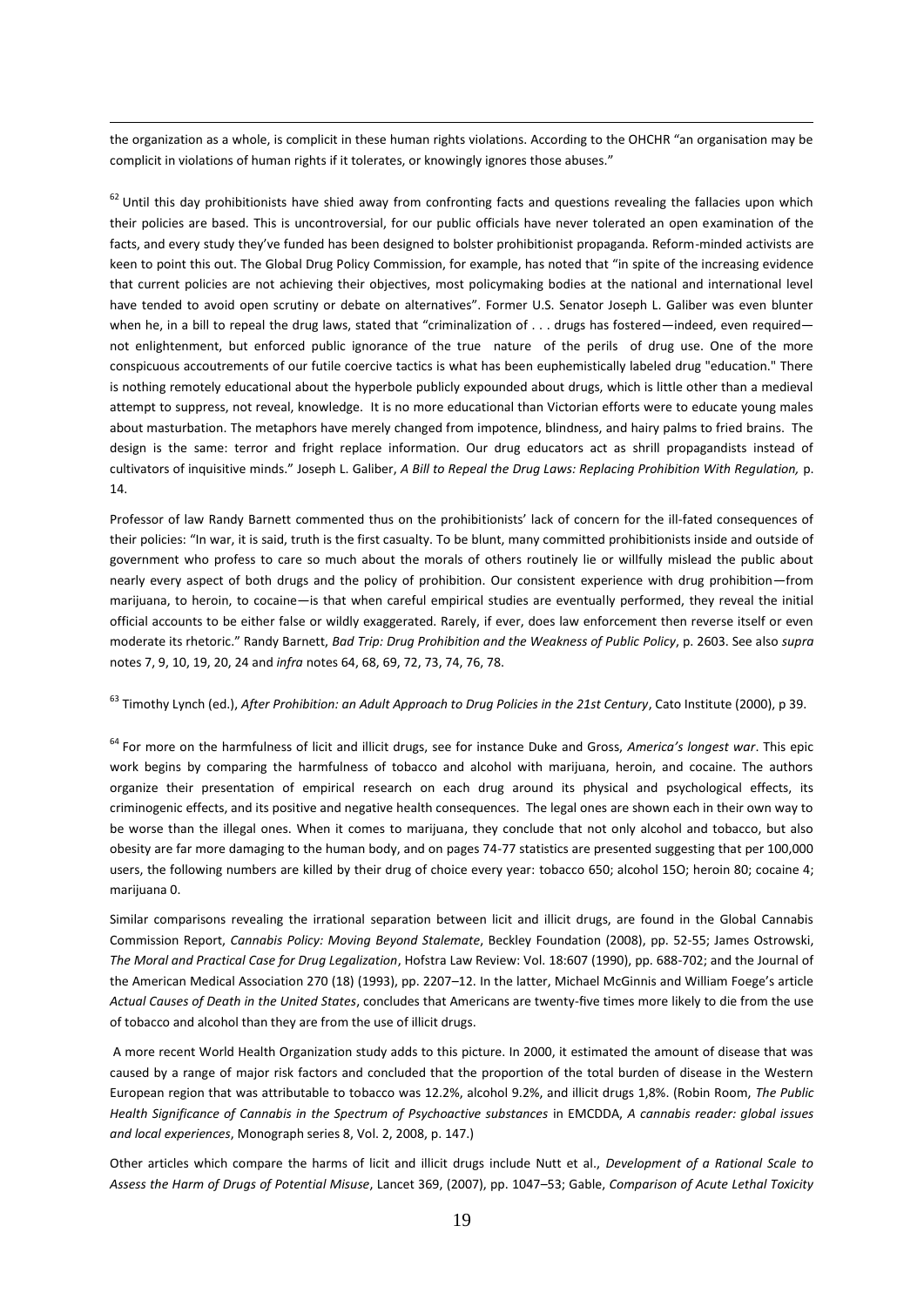the organization as a whole, is complicit in these human rights violations. According to the OHCHR "an organisation may be complicit in violations of human rights if it tolerates, or knowingly ignores those abuses."

[62] Until this day prohibitionists have shied away from confronting facts and questions revealing the fallacies upon which their policies are based. This is uncontroversial, for our public officials have never tolerated an open examination of the facts, and every study they've funded has been designed to bolster prohibitionist propaganda. Reform-minded activists are keen to point this out. The Global Drug Policy Commission, for example, has noted that "in spite of the increasing evidence that current policies are not achieving their objectives, most policymaking bodies at the national and international level have tended to avoid open scrutiny or debate on alternatives". Former U.S. Senator Joseph L. Galiber was even blunter when he, in a bill to repeal the drug laws, stated that "criminalization of . . . drugs has fostered—indeed, even required—not enlightenment, but enforced public ignorance of the true nature of the perils of drug use. One of the more conspicuous accoutrements of our futile coercive tactics is what has been euphemistically labeled drug "education." There is nothing remotely educational about the hyperbole publicly expounded about drugs, which is little other than a medieval attempt to suppress, not reveal, knowledge. It is no more educational than Victorian efforts were to educate young males about masturbation. The metaphors have merely changed from impotence, blindness, and hairy palms to fried brains. The design is the same: terror and fright replace information. Our drug educators act as shrill propagandists instead of cultivators of inquisitive minds." Joseph L. Galiber, *A Bill to Repeal the Drug Laws: Replacing Prohibition With Regulation,* p. 14.

Professor of law Randy Barnett commented thus on the prohibitionists' lack of concern for the ill-fated consequences of their policies: "In war, it is said, truth is the first casualty. To be blunt, many committed prohibitionists inside and outside of government who profess to care so much about the morals of others routinely lie or willfully mislead the public about nearly every aspect of both drugs and the policy of prohibition. Our consistent experience with drug prohibition—from marijuana, to heroin, to cocaine—is that when careful empirical studies are eventually performed, they reveal the initial official accounts to be either false or wildly exaggerated. Rarely, if ever, does law enforcement then reverse itself or even moderate its rhetoric." Randy Barnett, *Bad Trip: Drug Prohibition and the Weakness of Public Policy*, p. 2603. See also *supra* notes 7, 9, 10, 19, 20, 24 and *infra* notes 64, 68, 69, 72, 73, 74, 76, 78.

[63] Timothy Lynch (ed.), *After Prohibition: an Adult Approach to Drug Policies in the 21st Century*, Cato Institute (2000), p 39.

[64] For more on the harmfulness of licit and illicit drugs, see for instance Duke and Gross, *America's longest war*. This epic work begins by comparing the harmfulness of tobacco and alcohol with marijuana, heroin, and cocaine. The authors organize their presentation of empirical research on each drug around its physical and psychological effects, its criminogenic effects, and its positive and negative health consequences. The legal ones are shown each in their own way to be worse than the illegal ones. When it comes to marijuana, they conclude that not only alcohol and tobacco, but also obesity are far more damaging to the human body, and on pages 74-77 statistics are presented suggesting that per 100,000 users, the following numbers are killed by their drug of choice every year: tobacco 650; alcohol 15O; heroin 80; cocaine 4; marijuana 0.

Similar comparisons revealing the irrational separation between licit and illicit drugs, are found in the Global Cannabis Commission Report, *Cannabis Policy: Moving Beyond Stalemate*, Beckley Foundation (2008), pp. 52-55; James Ostrowski, *The Moral and Practical Case for Drug Legalization*, Hofstra Law Review: Vol. 18:607 (1990), pp. 688-702; and the Journal of the American Medical Association 270 (18) (1993), pp. 2207–12. In the latter, Michael McGinnis and William Foege's article *Actual Causes of Death in the United States*, concludes that Americans are twenty-five times more likely to die from the use of tobacco and alcohol than they are from the use of illicit drugs.

A more recent World Health Organization study adds to this picture. In 2000, it estimated the amount of disease that was caused by a range of major risk factors and concluded that the proportion of the total burden of disease in the Western European region that was attributable to tobacco was 12.2%, alcohol 9.2%, and illicit drugs 1,8%. (Robin Room, *The Public Health Significance of Cannabis in the Spectrum of Psychoactive substances* in EMCDDA, *A cannabis reader: global issues and local experiences*, Monograph series 8, Vol. 2, 2008, p. 147.)

Other articles which compare the harms of licit and illicit drugs include Nutt et al., *Development of a Rational Scale to Assess the Harm of Drugs of Potential Misuse*, Lancet 369, (2007), pp. 1047–53; Gable, *Comparison of Acute Lethal Toxicity*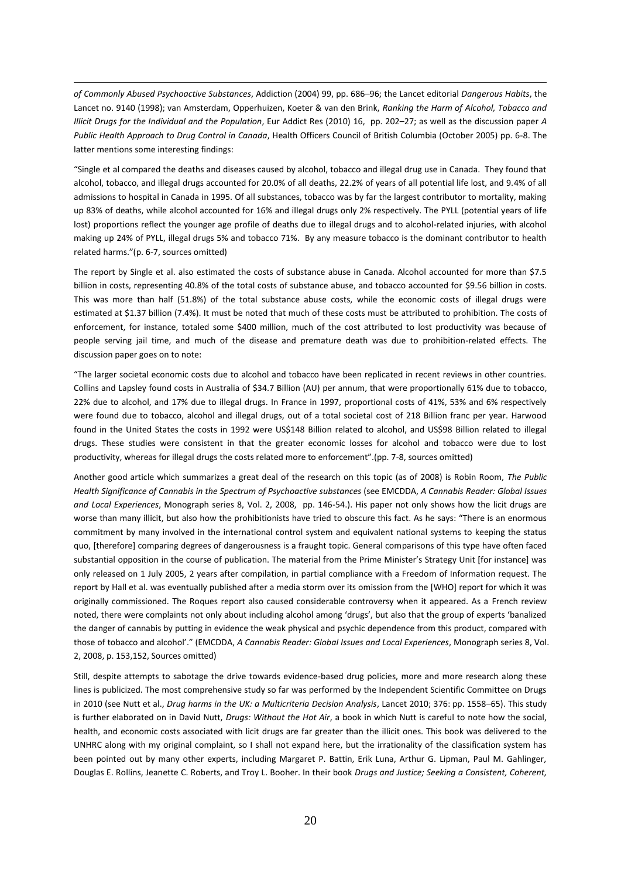*of Commonly Abused Psychoactive Substances*, Addiction (2004) 99, pp. 686–96; the Lancet editorial *Dangerous Habits*, the Lancet no. 9140 (1998); van Amsterdam, Opperhuizen, Koeter & van den Brink, *Ranking the Harm of Alcohol, Tobacco and Illicit Drugs for the Individual and the Population*, Eur Addict Res (2010) 16, pp. 202–27; as well as the discussion paper *A Public Health Approach to Drug Control in Canada*, Health Officers Council of British Columbia (October 2005) pp. 6-8. The latter mentions some interesting findings:

"Single et al compared the deaths and diseases caused by alcohol, tobacco and illegal drug use in Canada. They found that alcohol, tobacco, and illegal drugs accounted for 20.0% of all deaths, 22.2% of years of all potential life lost, and 9.4% of all admissions to hospital in Canada in 1995. Of all substances, tobacco was by far the largest contributor to mortality, making up 83% of deaths, while alcohol accounted for 16% and illegal drugs only 2% respectively. The PYLL (potential years of life lost) proportions reflect the younger age profile of deaths due to illegal drugs and to alcohol-related injuries, with alcohol making up 24% of PYLL, illegal drugs 5% and tobacco 71%. By any measure tobacco is the dominant contributor to health related harms."(p. 6-7, sources omitted)

The report by Single et al. also estimated the costs of substance abuse in Canada. Alcohol accounted for more than $7.5 billion in costs, representing 40.8% of the total costs of substance abuse, and tobacco accounted for $9.56 billion in costs. This was more than half (51.8%) of the total substance abuse costs, while the economic costs of illegal drugs were estimated at $1.37 billion (7.4%). It must be noted that much of these costs must be attributed to prohibition. The costs of enforcement, for instance, totaled some $400 million, much of the cost attributed to lost productivity was because of people serving jail time, and much of the disease and premature death was due to prohibition-related effects. The discussion paper goes on to note:

"The larger societal economic costs due to alcohol and tobacco have been replicated in recent reviews in other countries. Collins and Lapsley found costs in Australia of $34.7 Billion (AU) per annum, that were proportionally 61% due to tobacco, 22% due to alcohol, and 17% due to illegal drugs. In France in 1997, proportional costs of 41%, 53% and 6% respectively were found due to tobacco, alcohol and illegal drugs, out of a total societal cost of 218 Billion franc per year. Harwood found in the United States the costs in 1992 were US$148 Billion related to alcohol, and US$98 Billion related to illegal drugs. These studies were consistent in that the greater economic losses for alcohol and tobacco were due to lost productivity, whereas for illegal drugs the costs related more to enforcement".(pp. 7-8, sources omitted)

Another good article which summarizes a great deal of the research on this topic (as of 2008) is Robin Room, *The Public Health Significance of Cannabis in the Spectrum of Psychoactive substances* (see EMCDDA, *A Cannabis Reader: Global Issues and Local Experiences*, Monograph series 8, Vol. 2, 2008, pp. 146-54.). His paper not only shows how the licit drugs are worse than many illicit, but also how the prohibitionists have tried to obscure this fact. As he says: "There is an enormous commitment by many involved in the international control system and equivalent national systems to keeping the status quo, [therefore] comparing degrees of dangerousness is a fraught topic. General comparisons of this type have often faced substantial opposition in the course of publication. The material from the Prime Minister's Strategy Unit [for instance] was only released on 1 July 2005, 2 years after compilation, in partial compliance with a Freedom of Information request. The report by Hall et al. was eventually published after a media storm over its omission from the [WHO] report for which it was originally commissioned. The Roques report also caused considerable controversy when it appeared. As a French review noted, there were complaints not only about including alcohol among 'drugs', but also that the group of experts 'banalized the danger of cannabis by putting in evidence the weak physical and psychic dependence from this product, compared with those of tobacco and alcohol'." (EMCDDA, *A Cannabis Reader: Global Issues and Local Experiences*, Monograph series 8, Vol. 2, 2008, p. 153,152, Sources omitted)

Still, despite attempts to sabotage the drive towards evidence-based drug policies, more and more research along these lines is publicized. The most comprehensive study so far was performed by the Independent Scientific Committee on Drugs in 2010 (see Nutt et al., *Drug harms in the UK: a Multicriteria Decision Analysis*, Lancet 2010; 376: pp. 1558–65). This study is further elaborated on in David Nutt, *Drugs: Without the Hot Air*, a book in which Nutt is careful to note how the social, health, and economic costs associated with licit drugs are far greater than the illicit ones. This book was delivered to the UNHRC along with my original complaint, so I shall not expand here, but the irrationality of the classification system has been pointed out by many other experts, including Margaret P. Battin, Erik Luna, Arthur G. Lipman, Paul M. Gahlinger, Douglas E. Rollins, Jeanette C. Roberts, and Troy L. Booher. In their book *Drugs and Justice; Seeking a Consistent, Coherent,*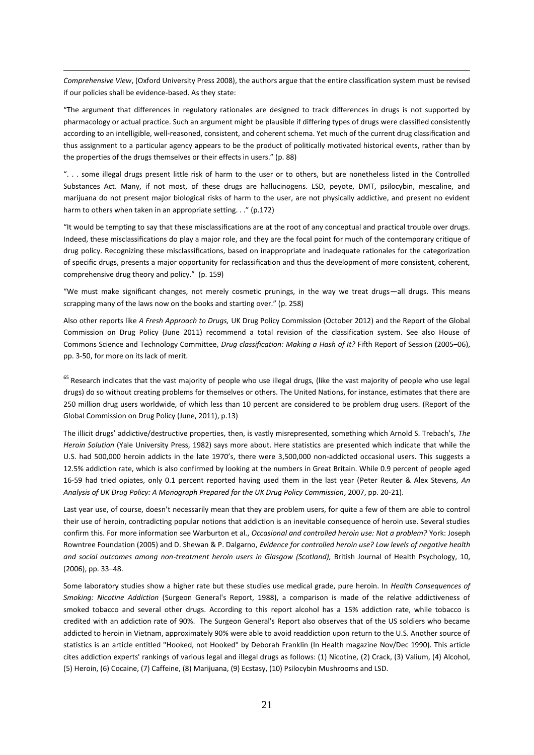*Comprehensive View*, (Oxford University Press 2008), the authors argue that the entire classification system must be revised if our policies shall be evidence-based. As they state:

"The argument that differences in regulatory rationales are designed to track differences in drugs is not supported by pharmacology or actual practice. Such an argument might be plausible if differing types of drugs were classified consistently according to an intelligible, well-reasoned, consistent, and coherent schema. Yet much of the current drug classification and thus assignment to a particular agency appears to be the product of politically motivated historical events, rather than by the properties of the drugs themselves or their effects in users." (p. 88)

". . . some illegal drugs present little risk of harm to the user or to others, but are nonetheless listed in the Controlled Substances Act. Many, if not most, of these drugs are hallucinogens. LSD, peyote, DMT, psilocybin, mescaline, and marijuana do not present major biological risks of harm to the user, are not physically addictive, and present no evident harm to others when taken in an appropriate setting. . ." (p.172)

"It would be tempting to say that these misclassifications are at the root of any conceptual and practical trouble over drugs. Indeed, these misclassifications do play a major role, and they are the focal point for much of the contemporary critique of drug policy. Recognizing these misclassifications, based on inappropriate and inadequate rationales for the categorization of specific drugs, presents a major opportunity for reclassification and thus the development of more consistent, coherent, comprehensive drug theory and policy." (p. 159)

"We must make significant changes, not merely cosmetic prunings, in the way we treat drugs—all drugs. This means scrapping many of the laws now on the books and starting over." (p. 258)

Also other reports like *A Fresh Approach to Drugs,* UK Drug Policy Commission (October 2012) and the Report of the Global Commission on Drug Policy (June 2011) recommend a total revision of the classification system. See also House of Commons Science and Technology Committee, *Drug classification: Making a Hash of It?* Fifth Report of Session (2005–06), pp. 3-50, for more on its lack of merit.

[65] Research indicates that the vast majority of people who use illegal drugs, (like the vast majority of people who use legal drugs) do so without creating problems for themselves or others. The United Nations, for instance, estimates that there are 250 million drug users worldwide, of which less than 10 percent are considered to be problem drug users. (Report of the Global Commission on Drug Policy (June, 2011), p.13)

The illicit drugs' addictive/destructive properties, then, is vastly misrepresented, something which Arnold S. Trebach's, *The Heroin Solution* (Yale University Press, 1982) says more about. Here statistics are presented which indicate that while the U.S. had 500,000 heroin addicts in the late 1970's, there were 3,500,000 non-addicted occasional users. This suggests a 12.5% addiction rate, which is also confirmed by looking at the numbers in Great Britain. While 0.9 percent of people aged 16-59 had tried opiates, only 0.1 percent reported having used them in the last year (Peter Reuter & Alex Stevens, *An Analysis of UK Drug Policy: A Monograph Prepared for the UK Drug Policy Commission*, 2007, pp. 20-21).

Last year use, of course, doesn't necessarily mean that they are problem users, for quite a few of them are able to control their use of heroin, contradicting popular notions that addiction is an inevitable consequence of heroin use. Several studies confirm this. For more information see Warburton et al., *Occasional and controlled heroin use: Not a problem?* York: Joseph Rowntree Foundation (2005) and D. Shewan & P. Dalgarno, *Evidence for controlled heroin use? Low levels of negative health and social outcomes among non-treatment heroin users in Glasgow (Scotland),* British Journal of Health Psychology, 10, (2006), pp. 33–48.

Some laboratory studies show a higher rate but these studies use medical grade, pure heroin. In *Health Consequences of Smoking: Nicotine Addiction* (Surgeon General's Report, 1988), a comparison is made of the relative addictiveness of smoked tobacco and several other drugs. According to this report alcohol has a 15% addiction rate, while tobacco is credited with an addiction rate of 90%. The Surgeon General's Report also observes that of the US soldiers who became addicted to heroin in Vietnam, approximately 90% were able to avoid readdiction upon return to the U.S. Another source of statistics is an article entitled "Hooked, not Hooked" by Deborah Franklin (In Health magazine Nov/Dec 1990). This article cites addiction experts' rankings of various legal and illegal drugs as follows: (1) Nicotine, (2) Crack, (3) Valium, (4) Alcohol, (5) Heroin, (6) Cocaine, (7) Caffeine, (8) Marijuana, (9) Ecstasy, (10) Psilocybin Mushrooms and LSD.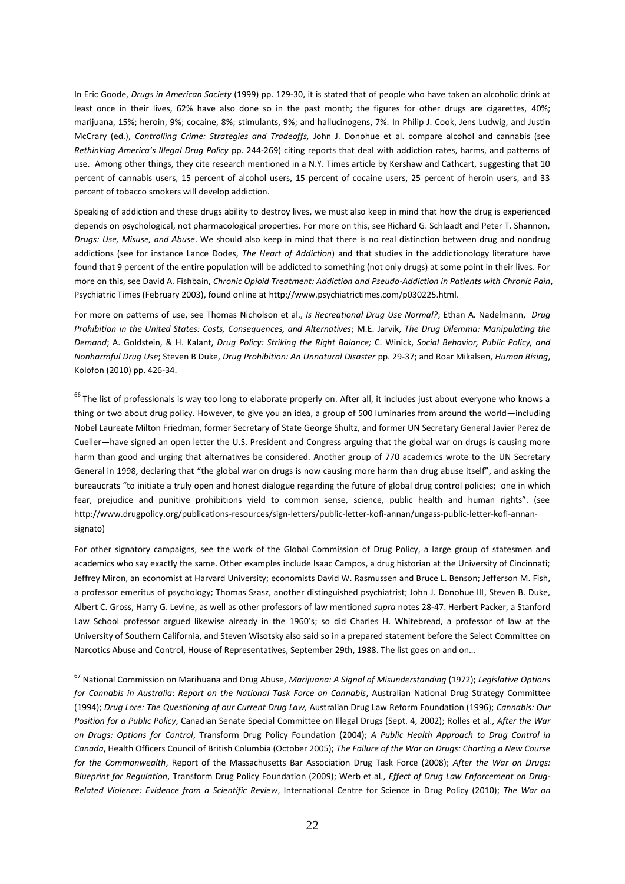In Eric Goode, *Drugs in American Society* (1999) pp. 129-30, it is stated that of people who have taken an alcoholic drink at least once in their lives, 62% have also done so in the past month; the figures for other drugs are cigarettes, 40%; marijuana, 15%; heroin, 9%; cocaine, 8%; stimulants, 9%; and hallucinogens, 7%. In Philip J. Cook, Jens Ludwig, and Justin McCrary (ed.), *Controlling Crime: Strategies and Tradeoffs,* John J. Donohue et al. compare alcohol and cannabis (see *Rethinking America's Illegal Drug Policy* pp. 244-269) citing reports that deal with addiction rates, harms, and patterns of use. Among other things, they cite research mentioned in a N.Y. Times article by Kershaw and Cathcart, suggesting that 10 percent of cannabis users, 15 percent of alcohol users, 15 percent of cocaine users, 25 percent of heroin users, and 33 percent of tobacco smokers will develop addiction.

Speaking of addiction and these drugs ability to destroy lives, we must also keep in mind that how the drug is experienced depends on psychological, not pharmacological properties. For more on this, see Richard G. Schlaadt and Peter T. Shannon, *Drugs: Use, Misuse, and Abuse*. We should also keep in mind that there is no real distinction between drug and nondrug addictions (see for instance Lance Dodes, *The Heart of Addiction*) and that studies in the addictionology literature have found that 9 percent of the entire population will be addicted to something (not only drugs) at some point in their lives. For more on this, see David A. Fishbain, *Chronic Opioid Treatment: Addiction and Pseudo-Addiction in Patients with Chronic Pain*, Psychiatric Times (February 2003), found online at http://www.psychiatrictimes.com/p030225.html.

For more on patterns of use, see Thomas Nicholson et al., *Is Recreational Drug Use Normal?*; Ethan A. Nadelmann, *Drug Prohibition in the United States: Costs, Consequences, and Alternatives*; M.E. Jarvik, *The Drug Dilemma: Manipulating the Demand*; A. Goldstein, & H. Kalant, *Drug Policy: Striking the Right Balance;* C. Winick, *Social Behavior, Public Policy, and Nonharmful Drug Use*; Steven B Duke, *Drug Prohibition: An Unnatural Disaster* pp. 29-37; and Roar Mikalsen, *Human Rising*, Kolofon (2010) pp. 426-34.

[66] The list of professionals is way too long to elaborate properly on. After all, it includes just about everyone who knows a thing or two about drug policy. However, to give you an idea, a group of 500 luminaries from around the world—including Nobel Laureate Milton Friedman, former Secretary of State George Shultz, and former UN Secretary General Javier Perez de Cueller—have signed an open letter the U.S. President and Congress arguing that the global war on drugs is causing more harm than good and urging that alternatives be considered. Another group of 770 academics wrote to the UN Secretary General in 1998, declaring that "the global war on drugs is now causing more harm than drug abuse itself", and asking the bureaucrats "to initiate a truly open and honest dialogue regarding the future of global drug control policies; one in which fear, prejudice and punitive prohibitions yield to common sense, science, public health and human rights". (see http://www.drugpolicy.org/publications-resources/sign-letters/public-letter-kofi-annan/ungass-public-letter-kofi-annan-signato)

For other signatory campaigns, see the work of the Global Commission of Drug Policy, a large group of statesmen and academics who say exactly the same. Other examples include Isaac Campos, a drug historian at the University of Cincinnati; Jeffrey Miron, an economist at Harvard University; economists David W. Rasmussen and Bruce L. Benson; Jefferson M. Fish, a professor emeritus of psychology; Thomas Szasz, another distinguished psychiatrist; John J. Donohue III, Steven B. Duke, Albert C. Gross, Harry G. Levine, as well as other professors of law mentioned *supra* notes 28-47. Herbert Packer, a Stanford Law School professor argued likewise already in the 1960's; so did Charles H. Whitebread, a professor of law at the University of Southern California, and Steven Wisotsky also said so in a prepared statement before the Select Committee on Narcotics Abuse and Control, House of Representatives, September 29th, 1988. The list goes on and on…

[67] National Commission on Marihuana and Drug Abuse, *Marijuana: A Signal of Misunderstanding* (1972); *Legislative Options for Cannabis in Australia*: *Report on the National Task Force on Cannabis*, Australian National Drug Strategy Committee (1994); *Drug Lore: The Questioning of our Current Drug Law,* Australian Drug Law Reform Foundation (1996); *Cannabis: Our Position for a Public Policy*, Canadian Senate Special Committee on Illegal Drugs (Sept. 4, 2002); Rolles et al., *After the War on Drugs: Options for Control*, Transform Drug Policy Foundation (2004); *A Public Health Approach to Drug Control in Canada*, Health Officers Council of British Columbia (October 2005); *The Failure of the War on Drugs: Charting a New Course for the Commonwealth*, Report of the Massachusetts Bar Association Drug Task Force (2008); *After the War on Drugs: Blueprint for Regulation*, Transform Drug Policy Foundation (2009); Werb et al., *Effect of Drug Law Enforcement on Drug-Related Violence: Evidence from a Scientific Review*, International Centre for Science in Drug Policy (2010); *The War on*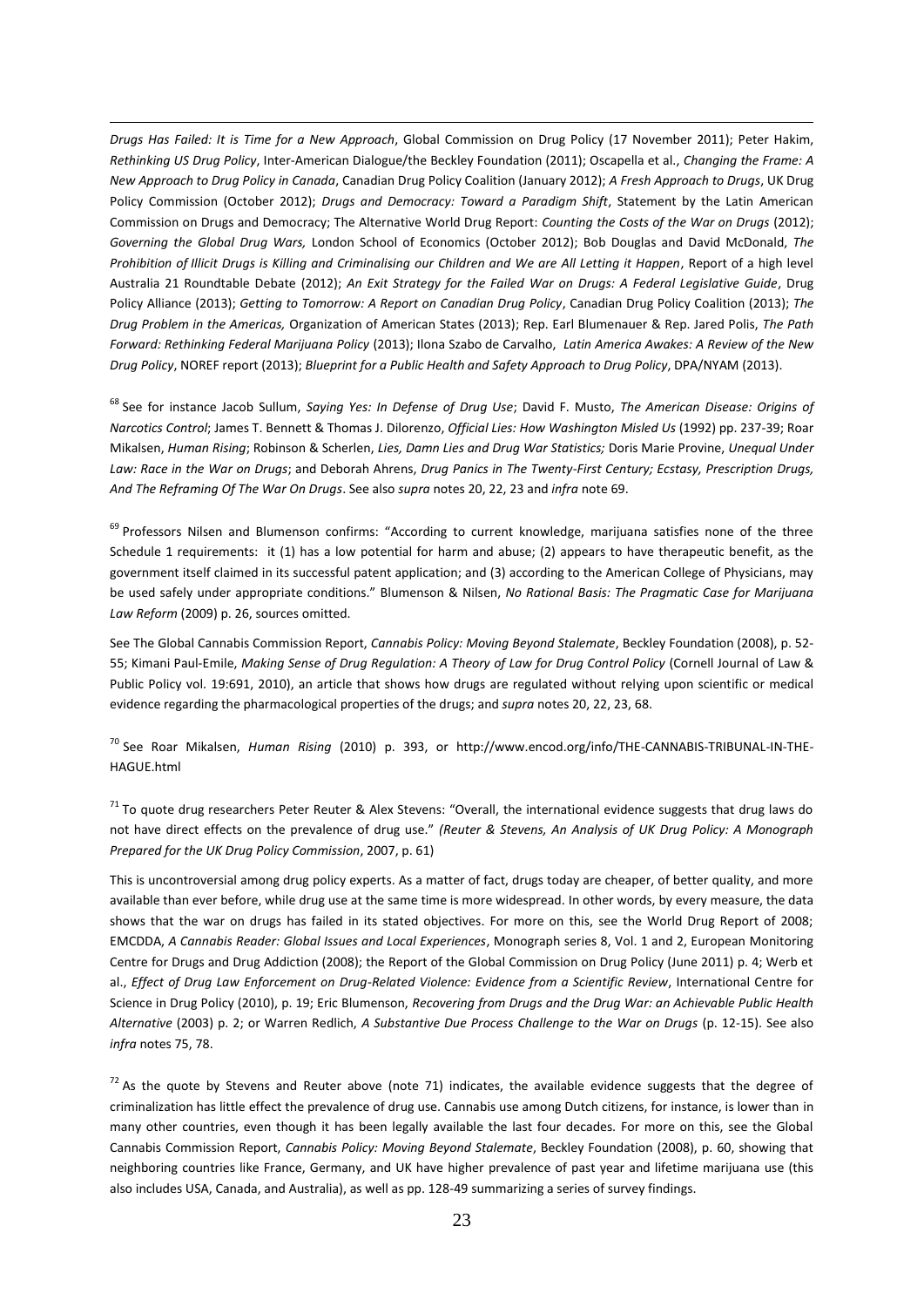*Drugs Has Failed: It is Time for a New Approach*, Global Commission on Drug Policy (17 November 2011); Peter Hakim, *Rethinking US Drug Policy*, Inter-American Dialogue/the Beckley Foundation (2011); Oscapella et al., *Changing the Frame: A New Approach to Drug Policy in Canada*, Canadian Drug Policy Coalition (January 2012); *A Fresh Approach to Drugs*, UK Drug Policy Commission (October 2012); *Drugs and Democracy: Toward a Paradigm Shift*, Statement by the Latin American Commission on Drugs and Democracy; The Alternative World Drug Report: *Counting the Costs of the War on Drugs* (2012); *Governing the Global Drug Wars,* London School of Economics (October 2012); Bob Douglas and David McDonald, *The Prohibition of Illicit Drugs is Killing and Criminalising our Children and We are All Letting it Happen*, Report of a high level Australia 21 Roundtable Debate (2012); *An Exit Strategy for the Failed War on Drugs: A Federal Legislative Guide*, Drug Policy Alliance (2013); *Getting to Tomorrow: A Report on Canadian Drug Policy*, Canadian Drug Policy Coalition (2013); *The Drug Problem in the Americas,* Organization of American States (2013); Rep. Earl Blumenauer & Rep. Jared Polis, *The Path Forward: Rethinking Federal Marijuana Policy* (2013); Ilona Szabo de Carvalho, *Latin America Awakes: A Review of the New Drug Policy*, NOREF report (2013); *Blueprint for a Public Health and Safety Approach to Drug Policy*, DPA/NYAM (2013).

[68] See for instance Jacob Sullum, *Saying Yes: In Defense of Drug Use*; David F. Musto, *The American Disease: Origins of Narcotics Control*; James T. Bennett & Thomas J. Dilorenzo, *Official Lies: How Washington Misled Us* (1992) pp. 237-39; Roar Mikalsen, *Human Rising*; Robinson & Scherlen, *Lies, Damn Lies and Drug War Statistics;* Doris Marie Provine, *Unequal Under Law: Race in the War on Drugs*; and Deborah Ahrens, *Drug Panics in The Twenty-First Century; Ecstasy, Prescription Drugs, And The Reframing Of The War On Drugs*. See also *supra* notes 20, 22, 23 and *infra* note 69.

[69] Professors Nilsen and Blumenson confirms: "According to current knowledge, marijuana satisfies none of the three Schedule 1 requirements: it (1) has a low potential for harm and abuse; (2) appears to have therapeutic benefit, as the government itself claimed in its successful patent application; and (3) according to the American College of Physicians, may be used safely under appropriate conditions." Blumenson & Nilsen, *No Rational Basis: The Pragmatic Case for Marijuana Law Reform* (2009) p. 26, sources omitted.

See The Global Cannabis Commission Report, *Cannabis Policy: Moving Beyond Stalemate*, Beckley Foundation (2008), p. 52-55; Kimani Paul-Emile, *Making Sense of Drug Regulation: A Theory of Law for Drug Control Policy* (Cornell Journal of Law & Public Policy vol. 19:691, 2010), an article that shows how drugs are regulated without relying upon scientific or medical evidence regarding the pharmacological properties of the drugs; and *supra* notes 20, 22, 23, 68.

[70] See Roar Mikalsen, *Human Rising* (2010) p. 393, or http://www.encod.org/info/THE-CANNABIS-TRIBUNAL-IN-THE-HAGUE.html

[71] To quote drug researchers Peter Reuter & Alex Stevens: "Overall, the international evidence suggests that drug laws do not have direct effects on the prevalence of drug use." *(Reuter & Stevens, An Analysis of UK Drug Policy: A Monograph Prepared for the UK Drug Policy Commission*, 2007, p. 61)

This is uncontroversial among drug policy experts. As a matter of fact, drugs today are cheaper, of better quality, and more available than ever before, while drug use at the same time is more widespread. In other words, by every measure, the data shows that the war on drugs has failed in its stated objectives. For more on this, see the World Drug Report of 2008; EMCDDA, *A Cannabis Reader: Global Issues and Local Experiences*, Monograph series 8, Vol. 1 and 2, European Monitoring Centre for Drugs and Drug Addiction (2008); the Report of the Global Commission on Drug Policy (June 2011) p. 4; Werb et al., *Effect of Drug Law Enforcement on Drug-Related Violence: Evidence from a Scientific Review*, International Centre for Science in Drug Policy (2010), p. 19; Eric Blumenson, *Recovering from Drugs and the Drug War: an Achievable Public Health Alternative* (2003) p. 2; or Warren Redlich, *A Substantive Due Process Challenge to the War on Drugs* (p. 12-15). See also *infra* notes 75, 78.

[72] As the quote by Stevens and Reuter above (note 71) indicates, the available evidence suggests that the degree of criminalization has little effect the prevalence of drug use. Cannabis use among Dutch citizens, for instance, is lower than in many other countries, even though it has been legally available the last four decades. For more on this, see the Global Cannabis Commission Report, *Cannabis Policy: Moving Beyond Stalemate*, Beckley Foundation (2008), p. 60, showing that neighboring countries like France, Germany, and UK have higher prevalence of past year and lifetime marijuana use (this also includes USA, Canada, and Australia), as well as pp. 128-49 summarizing a series of survey findings.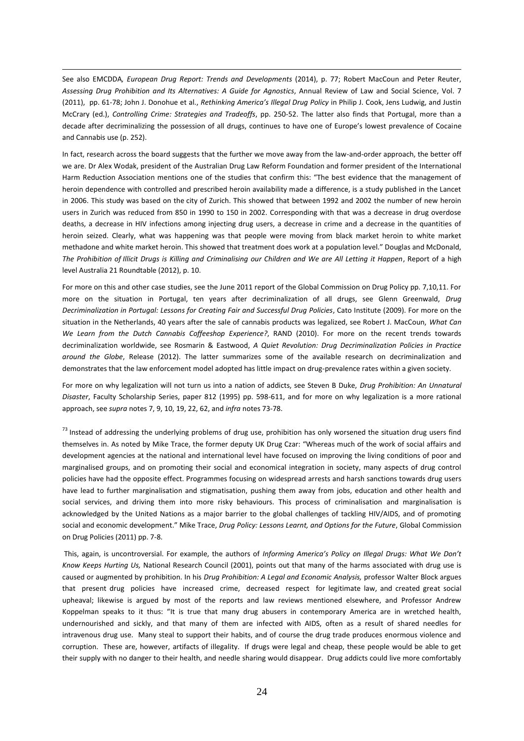See also EMCDDA, *European Drug Report: Trends and Developments* (2014), p. 77; Robert MacCoun and Peter Reuter, *Assessing Drug Prohibition and Its Alternatives: A Guide for Agnostics*, Annual Review of Law and Social Science, Vol. 7 (2011), pp. 61-78; John J. Donohue et al., *Rethinking America's Illegal Drug Policy* in Philip J. Cook, Jens Ludwig, and Justin McCrary (ed.), *Controlling Crime: Strategies and Tradeoffs*, pp. 250-52. The latter also finds that Portugal, more than a decade after decriminalizing the possession of all drugs, continues to have one of Europe's lowest prevalence of Cocaine and Cannabis use (p. 252).

In fact, research across the board suggests that the further we move away from the law-and-order approach, the better off we are. Dr Alex Wodak, president of the Australian Drug Law Reform Foundation and former president of the International Harm Reduction Association mentions one of the studies that confirm this: "The best evidence that the management of heroin dependence with controlled and prescribed heroin availability made a difference, is a study published in the Lancet in 2006. This study was based on the city of Zurich. This showed that between 1992 and 2002 the number of new heroin users in Zurich was reduced from 850 in 1990 to 150 in 2002. Corresponding with that was a decrease in drug overdose deaths, a decrease in HIV infections among injecting drug users, a decrease in crime and a decrease in the quantities of heroin seized. Clearly, what was happening was that people were moving from black market heroin to white market methadone and white market heroin. This showed that treatment does work at a population level." Douglas and McDonald, *The Prohibition of Illicit Drugs is Killing and Criminalising our Children and We are All Letting it Happen*, Report of a high level Australia 21 Roundtable (2012), p. 10.

For more on this and other case studies, see the June 2011 report of the Global Commission on Drug Policy pp. 7,10,11. For more on the situation in Portugal, ten years after decriminalization of all drugs, see Glenn Greenwald, *Drug Decriminalization in Portugal: Lessons for Creating Fair and Successful Drug Policies*, Cato Institute (2009). For more on the situation in the Netherlands, 40 years after the sale of cannabis products was legalized, see Robert J. MacCoun, *What Can We Learn from the Dutch Cannabis Coffeeshop Experience?*, RAND (2010). For more on the recent trends towards decriminalization worldwide, see Rosmarin & Eastwood, *A Quiet Revolution: Drug Decriminalization Policies in Practice around the Globe*, Release (2012). The latter summarizes some of the available research on decriminalization and demonstrates that the law enforcement model adopted has little impact on drug-prevalence rates within a given society.

For more on why legalization will not turn us into a nation of addicts, see Steven B Duke, *Drug Prohibition: An Unnatural Disaster*, Faculty Scholarship Series, paper 812 (1995) pp. 598-611, and for more on why legalization is a more rational approach, see *supra* notes 7, 9, 10, 19, 22, 62, and *infra* notes 73-78.

[73] Instead of addressing the underlying problems of drug use, prohibition has only worsened the situation drug users find themselves in. As noted by Mike Trace, the former deputy UK Drug Czar: "Whereas much of the work of social affairs and development agencies at the national and international level have focused on improving the living conditions of poor and marginalised groups, and on promoting their social and economical integration in society, many aspects of drug control policies have had the opposite effect. Programmes focusing on widespread arrests and harsh sanctions towards drug users have lead to further marginalisation and stigmatisation, pushing them away from jobs, education and other health and social services, and driving them into more risky behaviours. This process of criminalisation and marginalisation is acknowledged by the United Nations as a major barrier to the global challenges of tackling HIV/AIDS, and of promoting social and economic development." Mike Trace, *Drug Policy: Lessons Learnt, and Options for the Future*, Global Commission on Drug Policies (2011) pp. 7-8.

This, again, is uncontroversial. For example, the authors of *Informing America's Policy on Illegal Drugs: What We Don't Know Keeps Hurting Us,* National Research Council (2001), points out that many of the harms associated with drug use is caused or augmented by prohibition. In his *Drug Prohibition: A Legal and Economic Analysis,* professor Walter Block argues that present drug policies have increased crime, decreased respect for legitimate law, and created great social upheaval; likewise is argued by most of the reports and law reviews mentioned elsewhere, and Professor Andrew Koppelman speaks to it thus: "It is true that many drug abusers in contemporary America are in wretched health, undernourished and sickly, and that many of them are infected with AIDS, often as a result of shared needles for intravenous drug use. Many steal to support their habits, and of course the drug trade produces enormous violence and corruption. These are, however, artifacts of illegality. If drugs were legal and cheap, these people would be able to get their supply with no danger to their health, and needle sharing would disappear. Drug addicts could live more comfortably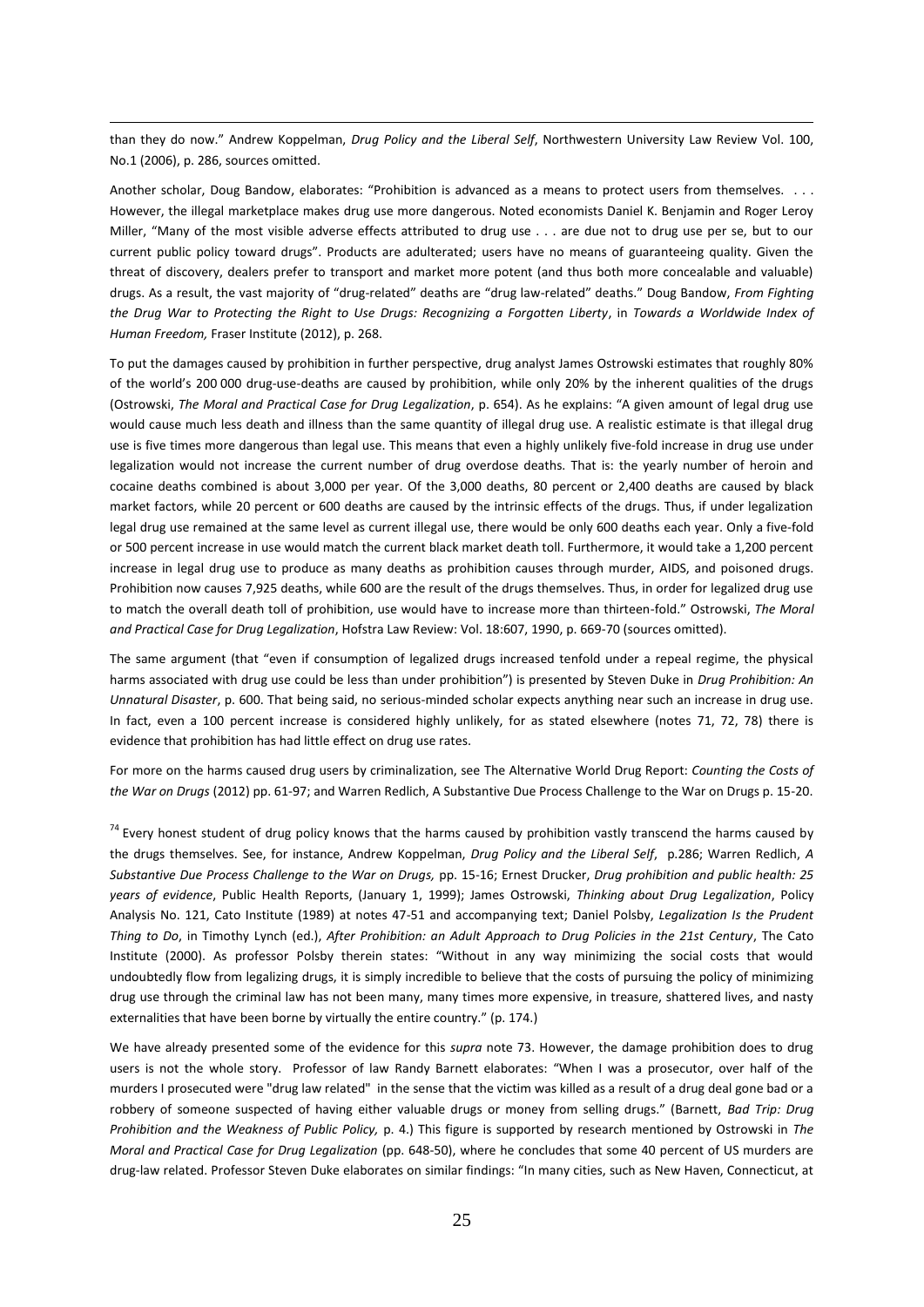than they do now." Andrew Koppelman, *Drug Policy and the Liberal Self*, Northwestern University Law Review Vol. 100, No.1 (2006), p. 286, sources omitted.

Another scholar, Doug Bandow, elaborates: "Prohibition is advanced as a means to protect users from themselves. . . . However, the illegal marketplace makes drug use more dangerous. Noted economists Daniel K. Benjamin and Roger Leroy Miller, "Many of the most visible adverse effects attributed to drug use . . . are due not to drug use per se, but to our current public policy toward drugs". Products are adulterated; users have no means of guaranteeing quality. Given the threat of discovery, dealers prefer to transport and market more potent (and thus both more concealable and valuable) drugs. As a result, the vast majority of "drug-related" deaths are "drug law-related" deaths." Doug Bandow, *From Fighting the Drug War to Protecting the Right to Use Drugs: Recognizing a Forgotten Liberty*, in *Towards a Worldwide Index of Human Freedom,* Fraser Institute (2012), p. 268.

To put the damages caused by prohibition in further perspective, drug analyst James Ostrowski estimates that roughly 80% of the world's 200 000 drug-use-deaths are caused by prohibition, while only 20% by the inherent qualities of the drugs (Ostrowski, *The Moral and Practical Case for Drug Legalization*, p. 654). As he explains: "A given amount of legal drug use would cause much less death and illness than the same quantity of illegal drug use. A realistic estimate is that illegal drug use is five times more dangerous than legal use. This means that even a highly unlikely five-fold increase in drug use under legalization would not increase the current number of drug overdose deaths. That is: the yearly number of heroin and cocaine deaths combined is about 3,000 per year. Of the 3,000 deaths, 80 percent or 2,400 deaths are caused by black market factors, while 20 percent or 600 deaths are caused by the intrinsic effects of the drugs. Thus, if under legalization legal drug use remained at the same level as current illegal use, there would be only 600 deaths each year. Only a five-fold or 500 percent increase in use would match the current black market death toll. Furthermore, it would take a 1,200 percent increase in legal drug use to produce as many deaths as prohibition causes through murder, AIDS, and poisoned drugs. Prohibition now causes 7,925 deaths, while 600 are the result of the drugs themselves. Thus, in order for legalized drug use to match the overall death toll of prohibition, use would have to increase more than thirteen-fold." Ostrowski, *The Moral and Practical Case for Drug Legalization*, Hofstra Law Review: Vol. 18:607, 1990, p. 669-70 (sources omitted).

The same argument (that "even if consumption of legalized drugs increased tenfold under a repeal regime, the physical harms associated with drug use could be less than under prohibition") is presented by Steven Duke in *Drug Prohibition: An Unnatural Disaster*, p. 600. That being said, no serious-minded scholar expects anything near such an increase in drug use. In fact, even a 100 percent increase is considered highly unlikely, for as stated elsewhere (notes 71, 72, 78) there is evidence that prohibition has had little effect on drug use rates.

For more on the harms caused drug users by criminalization, see The Alternative World Drug Report: *Counting the Costs of the War on Drugs* (2012) pp. 61-97; and Warren Redlich, A Substantive Due Process Challenge to the War on Drugs p. 15-20.

[74] Every honest student of drug policy knows that the harms caused by prohibition vastly transcend the harms caused by the drugs themselves. See, for instance, Andrew Koppelman, *Drug Policy and the Liberal Self*, p.286; Warren Redlich, *A Substantive Due Process Challenge to the War on Drugs,* pp. 15-16; Ernest Drucker, *Drug prohibition and public health: 25 years of evidence*, Public Health Reports, (January 1, 1999); James Ostrowski, *Thinking about Drug Legalization*, Policy Analysis No. 121, Cato Institute (1989) at notes 47-51 and accompanying text; Daniel Polsby, *Legalization Is the Prudent Thing to Do*, in Timothy Lynch (ed.), *After Prohibition: an Adult Approach to Drug Policies in the 21st Century*, The Cato Institute (2000). As professor Polsby therein states: "Without in any way minimizing the social costs that would undoubtedly flow from legalizing drugs, it is simply incredible to believe that the costs of pursuing the policy of minimizing drug use through the criminal law has not been many, many times more expensive, in treasure, shattered lives, and nasty externalities that have been borne by virtually the entire country." (p. 174.)

We have already presented some of the evidence for this *supra* note 73. However, the damage prohibition does to drug users is not the whole story. Professor of law Randy Barnett elaborates: "When I was a prosecutor, over half of the murders I prosecuted were "drug law related" in the sense that the victim was killed as a result of a drug deal gone bad or a robbery of someone suspected of having either valuable drugs or money from selling drugs." (Barnett, *Bad Trip: Drug Prohibition and the Weakness of Public Policy,* p. 4.) This figure is supported by research mentioned by Ostrowski in *The Moral and Practical Case for Drug Legalization* (pp. 648-50), where he concludes that some 40 percent of US murders are drug-law related. Professor Steven Duke elaborates on similar findings: "In many cities, such as New Haven, Connecticut, at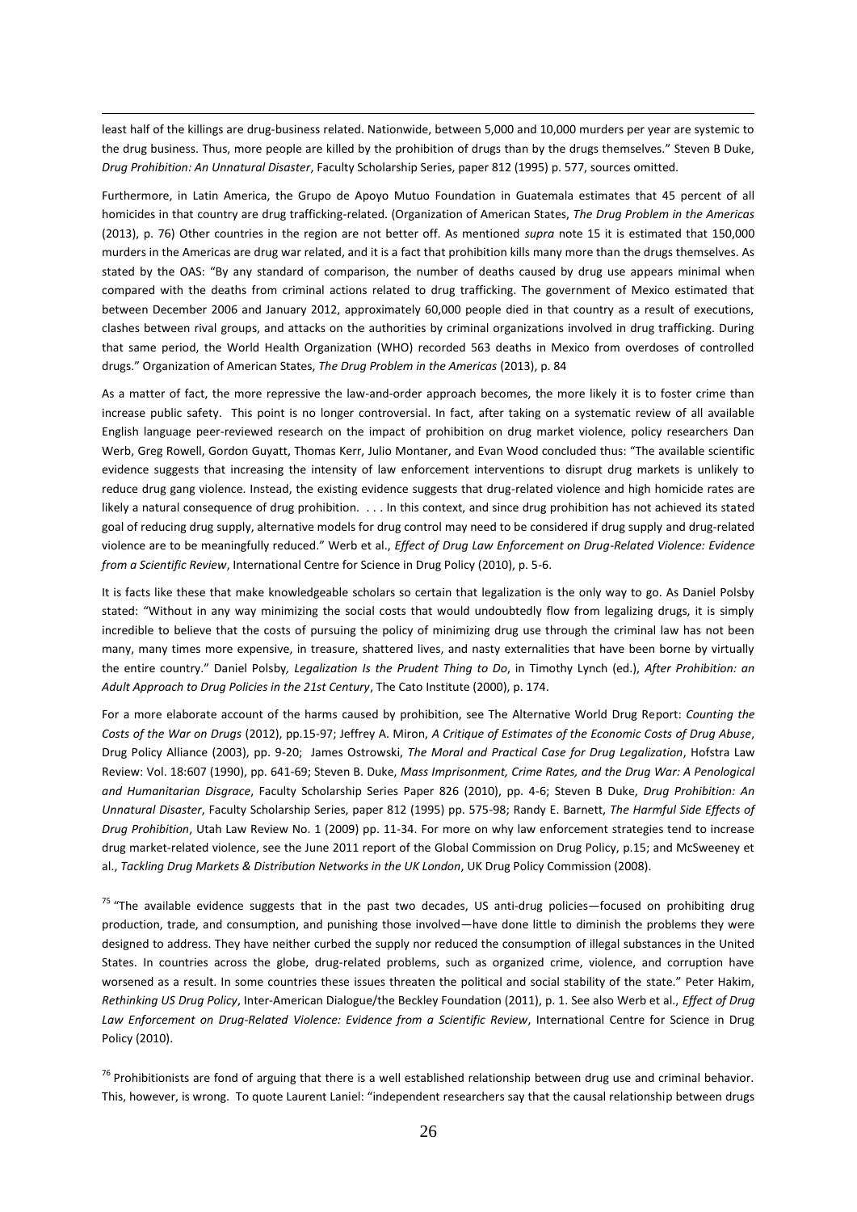least half of the killings are drug-business related. Nationwide, between 5,000 and 10,000 murders per year are systemic to the drug business. Thus, more people are killed by the prohibition of drugs than by the drugs themselves." Steven B Duke, *Drug Prohibition: An Unnatural Disaster*, Faculty Scholarship Series, paper 812 (1995) p. 577, sources omitted.

Furthermore, in Latin America, the Grupo de Apoyo Mutuo Foundation in Guatemala estimates that 45 percent of all homicides in that country are drug trafficking-related. (Organization of American States, *The Drug Problem in the Americas* (2013), p. 76) Other countries in the region are not better off. As mentioned *supra* note 15 it is estimated that 150,000 murders in the Americas are drug war related, and it is a fact that prohibition kills many more than the drugs themselves. As stated by the OAS: "By any standard of comparison, the number of deaths caused by drug use appears minimal when compared with the deaths from criminal actions related to drug trafficking. The government of Mexico estimated that between December 2006 and January 2012, approximately 60,000 people died in that country as a result of executions, clashes between rival groups, and attacks on the authorities by criminal organizations involved in drug trafficking. During that same period, the World Health Organization (WHO) recorded 563 deaths in Mexico from overdoses of controlled drugs." Organization of American States, *The Drug Problem in the Americas* (2013), p. 84

As a matter of fact, the more repressive the law-and-order approach becomes, the more likely it is to foster crime than increase public safety. This point is no longer controversial. In fact, after taking on a systematic review of all available English language peer-reviewed research on the impact of prohibition on drug market violence, policy researchers Dan Werb, Greg Rowell, Gordon Guyatt, Thomas Kerr, Julio Montaner, and Evan Wood concluded thus: "The available scientific evidence suggests that increasing the intensity of law enforcement interventions to disrupt drug markets is unlikely to reduce drug gang violence. Instead, the existing evidence suggests that drug-related violence and high homicide rates are likely a natural consequence of drug prohibition. . . . In this context, and since drug prohibition has not achieved its stated goal of reducing drug supply, alternative models for drug control may need to be considered if drug supply and drug-related violence are to be meaningfully reduced." Werb et al., *Effect of Drug Law Enforcement on Drug-Related Violence: Evidence from a Scientific Review*, International Centre for Science in Drug Policy (2010), p. 5-6.

It is facts like these that make knowledgeable scholars so certain that legalization is the only way to go. As Daniel Polsby stated: "Without in any way minimizing the social costs that would undoubtedly flow from legalizing drugs, it is simply incredible to believe that the costs of pursuing the policy of minimizing drug use through the criminal law has not been many, many times more expensive, in treasure, shattered lives, and nasty externalities that have been borne by virtually the entire country." Daniel Polsby*, Legalization Is the Prudent Thing to Do*, in Timothy Lynch (ed.), *After Prohibition: an Adult Approach to Drug Policies in the 21st Century*, The Cato Institute (2000), p. 174.

For a more elaborate account of the harms caused by prohibition, see The Alternative World Drug Report: *Counting the Costs of the War on Drugs* (2012), pp.15-97; Jeffrey A. Miron, *A Critique of Estimates of the Economic Costs of Drug Abuse*, Drug Policy Alliance (2003), pp. 9-20; James Ostrowski, *The Moral and Practical Case for Drug Legalization*, Hofstra Law Review: Vol. 18:607 (1990), pp. 641-69; Steven B. Duke, *Mass Imprisonment, Crime Rates, and the Drug War: A Penological and Humanitarian Disgrace*, Faculty Scholarship Series Paper 826 (2010), pp. 4-6; Steven B Duke, *Drug Prohibition: An Unnatural Disaster*, Faculty Scholarship Series, paper 812 (1995) pp. 575-98; Randy E. Barnett, *The Harmful Side Effects of Drug Prohibition*, Utah Law Review No. 1 (2009) pp. 11-34. For more on why law enforcement strategies tend to increase drug market-related violence, see the June 2011 report of the Global Commission on Drug Policy, p.15; and McSweeney et al., *Tackling Drug Markets & Distribution Networks in the UK London*, UK Drug Policy Commission (2008).

[75] "The available evidence suggests that in the past two decades, US anti-drug policies—focused on prohibiting drug production, trade, and consumption, and punishing those involved—have done little to diminish the problems they were designed to address. They have neither curbed the supply nor reduced the consumption of illegal substances in the United States. In countries across the globe, drug-related problems, such as organized crime, violence, and corruption have worsened as a result. In some countries these issues threaten the political and social stability of the state." Peter Hakim, *Rethinking US Drug Policy*, Inter-American Dialogue/the Beckley Foundation (2011), p. 1. See also Werb et al., *Effect of Drug Law Enforcement on Drug-Related Violence: Evidence from a Scientific Review*, International Centre for Science in Drug Policy (2010).

[76] Prohibitionists are fond of arguing that there is a well established relationship between drug use and criminal behavior. This, however, is wrong. To quote Laurent Laniel: "independent researchers say that the causal relationship between drugs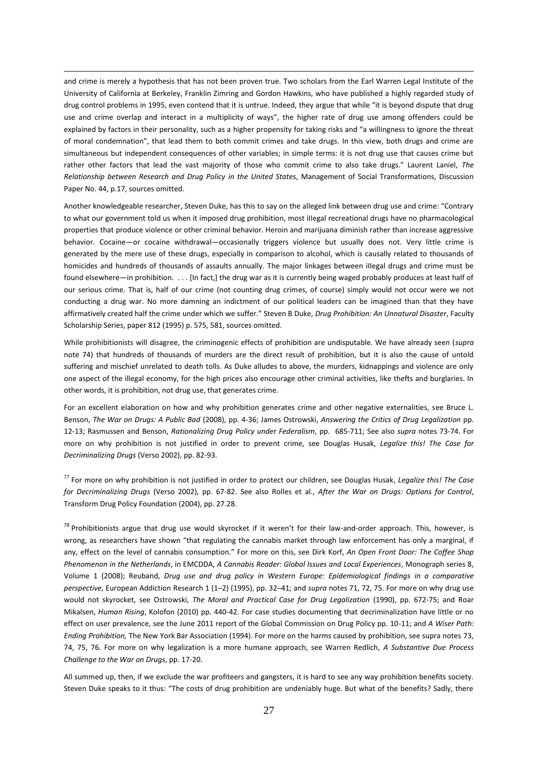and crime is merely a hypothesis that has not been proven true. Two scholars from the Earl Warren Legal Institute of the University of California at Berkeley, Franklin Zimring and Gordon Hawkins, who have published a highly regarded study of drug control problems in 1995, even contend that it is untrue. Indeed, they argue that while "it is beyond dispute that drug use and crime overlap and interact in a multiplicity of ways", the higher rate of drug use among offenders could be explained by factors in their personality, such as a higher propensity for taking risks and "a willingness to ignore the threat of moral condemnation", that lead them to both commit crimes and take drugs. In this view, both drugs and crime are simultaneous but independent consequences of other variables; in simple terms: it is not drug use that causes crime but rather other factors that lead the vast majority of those who commit crime to also take drugs." Laurent Laniel, *The Relationship between Research and Drug Policy in the United States*, Management of Social Transformations, Discussion Paper No. 44, p.17, sources omitted.

Another knowledgeable researcher, Steven Duke, has this to say on the alleged link between drug use and crime: "Contrary to what our government told us when it imposed drug prohibition, most illegal recreational drugs have no pharmacological properties that produce violence or other criminal behavior. Heroin and marijuana diminish rather than increase aggressive behavior. Cocaine—or cocaine withdrawal—occasionally triggers violence but usually does not. Very little crime is generated by the mere use of these drugs, especially in comparison to alcohol, which is causally related to thousands of homicides and hundreds of thousands of assaults annually. The major linkages between illegal drugs and crime must be found elsewhere—in prohibition. . . . [In fact,] the drug war as it is currently being waged probably produces at least half of our serious crime. That is, half of our crime (not counting drug crimes, of course) simply would not occur were we not conducting a drug war. No more damning an indictment of our political leaders can be imagined than that they have affirmatively created half the crime under which we suffer." Steven B Duke, *Drug Prohibition: An Unnatural Disaster*, Faculty Scholarship Series, paper 812 (1995) p. 575, 581, sources omitted.

While prohibitionists will disagree, the criminogenic effects of prohibition are undisputable. We have already seen (*supra* note 74) that hundreds of thousands of murders are the direct result of prohibition, but it is also the cause of untold suffering and mischief unrelated to death tolls. As Duke alludes to above, the murders, kidnappings and violence are only one aspect of the illegal economy, for the high prices also encourage other criminal activities, like thefts and burglaries. In other words, it is prohibition, not drug use, that generates crime.

For an excellent elaboration on how and why prohibition generates crime and other negative externalities, see Bruce L. Benson, *The War on Drugs: A Public Bad* (2008), pp. 4-36; James Ostrowski, *Answering the Critics of Drug Legalization* pp. 12-13; Rasmussen and Benson, *Rationalizing Drug Policy under Federalism*, pp. 685-711; See also *supra* notes 73-74. For more on why prohibition is not justified in order to prevent crime, see Douglas Husak, *Legalize this! The Case for Decriminalizing Drugs* (Verso 2002), pp. 82-93.

[77] For more on why prohibition is not justified in order to protect our children, see Douglas Husak, *Legalize this! The Case for Decriminalizing Drugs* (Verso 2002), pp. 67-82. See also Rolles et al., *After the War on Drugs: Options for Control*, Transform Drug Policy Foundation (2004), pp. 27.28.

[78] Prohibitionists argue that drug use would skyrocket if it weren't for their law-and-order approach. This, however, is wrong, as researchers have shown "that regulating the cannabis market through law enforcement has only a marginal, if any, effect on the level of cannabis consumption." For more on this, see Dirk Korf, *An Open Front Door: The Coffee Shop Phenomenon in the Netherlands*, in EMCDDA, *A Cannabis Reader: Global Issues and Local Experiences*, Monograph series 8, Volume 1 (2008); Reuband, *Drug use and drug policy in Western Europe: Epidemiological findings in a comparative perspective*, European Addiction Research 1 (1–2) (1995), pp. 32–41; and *supra* notes 71, 72, 75. For more on why drug use would not skyrocket, see Ostrowski, *The Moral and Practical Case for Drug Legalization* (1990), pp. 672-75; and Roar Mikalsen, *Human Rising*, Kolofon (2010) pp. 440-42. For case studies documenting that decriminalization have little or no effect on user prevalence, see the June 2011 report of the Global Commission on Drug Policy pp. 10-11; and *A Wiser Path: Ending Prohibition,* The New York Bar Association (1994). For more on the harms caused by prohibition, see supra notes 73, 74, 75, 76. For more on why legalization is a more humane approach, see Warren Redlich, *A Substantive Due Process Challenge to the War on Drugs*, pp. 17-20.

All summed up, then, if we exclude the war profiteers and gangsters, it is hard to see any way prohibition benefits society. Steven Duke speaks to it thus: "The costs of drug prohibition are undeniably huge. But what of the benefits? Sadly, there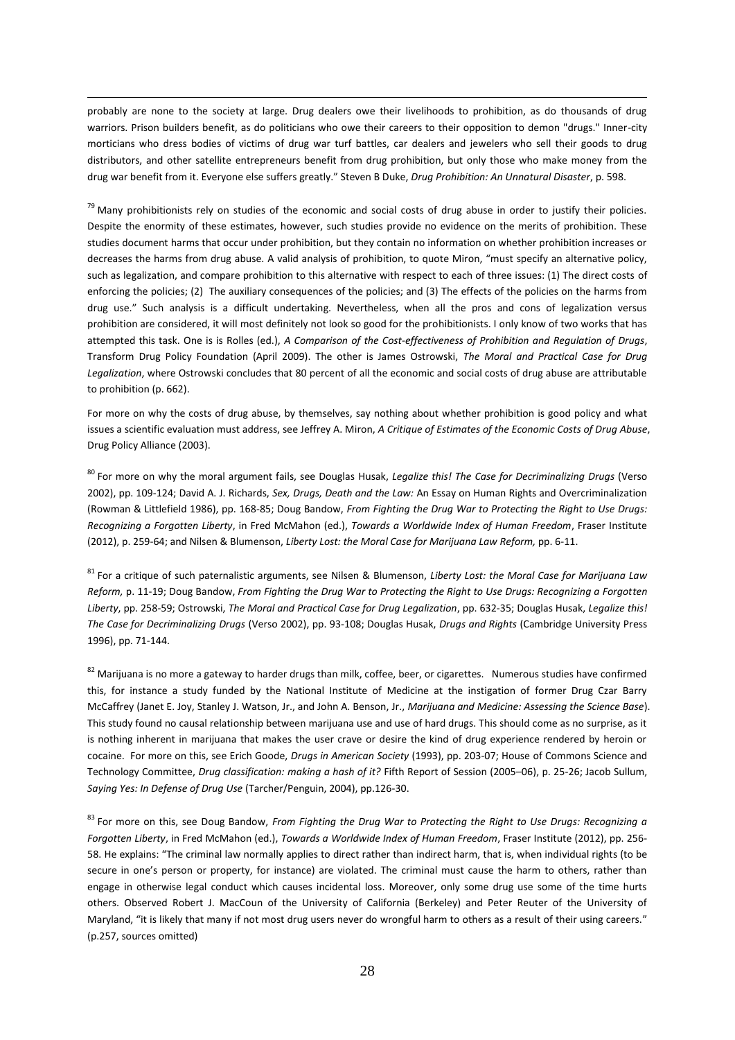probably are none to the society at large. Drug dealers owe their livelihoods to prohibition, as do thousands of drug warriors. Prison builders benefit, as do politicians who owe their careers to their opposition to demon "drugs." Inner-city morticians who dress bodies of victims of drug war turf battles, car dealers and jewelers who sell their goods to drug distributors, and other satellite entrepreneurs benefit from drug prohibition, but only those who make money from the drug war benefit from it. Everyone else suffers greatly." Steven B Duke, *Drug Prohibition: An Unnatural Disaster*, p. 598.

[79] Many prohibitionists rely on studies of the economic and social costs of drug abuse in order to justify their policies. Despite the enormity of these estimates, however, such studies provide no evidence on the merits of prohibition. These studies document harms that occur under prohibition, but they contain no information on whether prohibition increases or decreases the harms from drug abuse. A valid analysis of prohibition, to quote Miron, "must specify an alternative policy, such as legalization, and compare prohibition to this alternative with respect to each of three issues: (1) The direct costs of enforcing the policies; (2) The auxiliary consequences of the policies; and (3) The effects of the policies on the harms from drug use." Such analysis is a difficult undertaking. Nevertheless, when all the pros and cons of legalization versus prohibition are considered, it will most definitely not look so good for the prohibitionists. I only know of two works that has attempted this task. One is is Rolles (ed.), *A Comparison of the Cost-effectiveness of Prohibition and Regulation of Drugs*, Transform Drug Policy Foundation (April 2009). The other is James Ostrowski, *The Moral and Practical Case for Drug Legalization*, where Ostrowski concludes that 80 percent of all the economic and social costs of drug abuse are attributable to prohibition (p. 662).

For more on why the costs of drug abuse, by themselves, say nothing about whether prohibition is good policy and what issues a scientific evaluation must address, see Jeffrey A. Miron, *A Critique of Estimates of the Economic Costs of Drug Abuse*, Drug Policy Alliance (2003).

[80] For more on why the moral argument fails, see Douglas Husak, *Legalize this! The Case for Decriminalizing Drugs* (Verso 2002), pp. 109-124; David A. J. Richards, *Sex, Drugs, Death and the Law:* An Essay on Human Rights and Overcriminalization (Rowman & Littlefield 1986), pp. 168-85; Doug Bandow, *From Fighting the Drug War to Protecting the Right to Use Drugs: Recognizing a Forgotten Liberty*, in Fred McMahon (ed.), *Towards a Worldwide Index of Human Freedom*, Fraser Institute (2012), p. 259-64; and Nilsen & Blumenson, *Liberty Lost: the Moral Case for Marijuana Law Reform,* pp. 6-11.

[81] For a critique of such paternalistic arguments, see Nilsen & Blumenson, *Liberty Lost: the Moral Case for Marijuana Law Reform,* p. 11-19; Doug Bandow, *From Fighting the Drug War to Protecting the Right to Use Drugs: Recognizing a Forgotten Liberty*, pp. 258-59; Ostrowski, *The Moral and Practical Case for Drug Legalization*, pp. 632-35; Douglas Husak, *Legalize this! The Case for Decriminalizing Drugs* (Verso 2002), pp. 93-108; Douglas Husak, *Drugs and Rights* (Cambridge University Press 1996), pp. 71-144.

[82] Marijuana is no more a gateway to harder drugs than milk, coffee, beer, or cigarettes. Numerous studies have confirmed this, for instance a study funded by the National Institute of Medicine at the instigation of former Drug Czar Barry McCaffrey (Janet E. Joy, Stanley J. Watson, Jr., and John A. Benson, Jr., *Marijuana and Medicine: Assessing the Science Base*). This study found no causal relationship between marijuana use and use of hard drugs. This should come as no surprise, as it is nothing inherent in marijuana that makes the user crave or desire the kind of drug experience rendered by heroin or cocaine. For more on this, see Erich Goode, *Drugs in American Society* (1993), pp. 203-07; House of Commons Science and Technology Committee, *Drug classification: making a hash of it?* Fifth Report of Session (2005–06), p. 25-26; Jacob Sullum, *Saying Yes: In Defense of Drug Use* (Tarcher/Penguin, 2004), pp.126-30.

[83] For more on this, see Doug Bandow, *From Fighting the Drug War to Protecting the Right to Use Drugs: Recognizing a Forgotten Liberty*, in Fred McMahon (ed.), *Towards a Worldwide Index of Human Freedom*, Fraser Institute (2012), pp. 256-58. He explains: "The criminal law normally applies to direct rather than indirect harm, that is, when individual rights (to be secure in one's person or property, for instance) are violated. The criminal must cause the harm to others, rather than engage in otherwise legal conduct which causes incidental loss. Moreover, only some drug use some of the time hurts others. Observed Robert J. MacCoun of the University of California (Berkeley) and Peter Reuter of the University of Maryland, "it is likely that many if not most drug users never do wrongful harm to others as a result of their using careers." (p.257, sources omitted)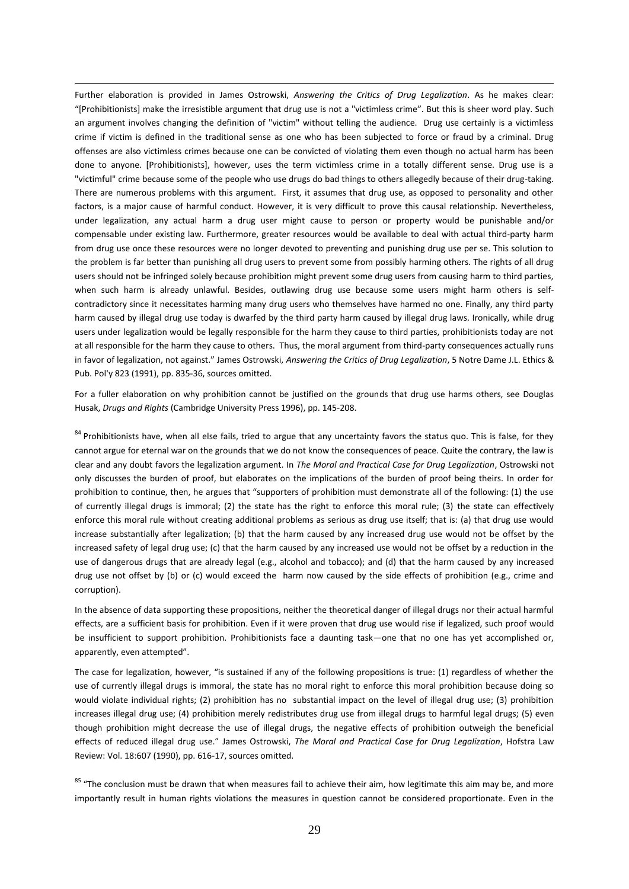Further elaboration is provided in James Ostrowski, *Answering the Critics of Drug Legalization*. As he makes clear: "[Prohibitionists] make the irresistible argument that drug use is not a "victimless crime". But this is sheer word play. Such an argument involves changing the definition of "victim" without telling the audience. Drug use certainly is a victimless crime if victim is defined in the traditional sense as one who has been subjected to force or fraud by a criminal. Drug offenses are also victimless crimes because one can be convicted of violating them even though no actual harm has been done to anyone. [Prohibitionists], however, uses the term victimless crime in a totally different sense. Drug use is a "victimful" crime because some of the people who use drugs do bad things to others allegedly because of their drug-taking. There are numerous problems with this argument. First, it assumes that drug use, as opposed to personality and other factors, is a major cause of harmful conduct. However, it is very difficult to prove this causal relationship. Nevertheless, under legalization, any actual harm a drug user might cause to person or property would be punishable and/or compensable under existing law. Furthermore, greater resources would be available to deal with actual third-party harm from drug use once these resources were no longer devoted to preventing and punishing drug use per se. This solution to the problem is far better than punishing all drug users to prevent some from possibly harming others. The rights of all drug users should not be infringed solely because prohibition might prevent some drug users from causing harm to third parties, when such harm is already unlawful. Besides, outlawing drug use because some users might harm others is self-contradictory since it necessitates harming many drug users who themselves have harmed no one. Finally, any third party harm caused by illegal drug use today is dwarfed by the third party harm caused by illegal drug laws. Ironically, while drug users under legalization would be legally responsible for the harm they cause to third parties, prohibitionists today are not at all responsible for the harm they cause to others. Thus, the moral argument from third-party consequences actually runs in favor of legalization, not against." James Ostrowski, *Answering the Critics of Drug Legalization*, 5 Notre Dame J.L. Ethics & Pub. Pol'y 823 (1991), pp. 835-36, sources omitted.

For a fuller elaboration on why prohibition cannot be justified on the grounds that drug use harms others, see Douglas Husak, *Drugs and Rights* (Cambridge University Press 1996), pp. 145-208.

[84] Prohibitionists have, when all else fails, tried to argue that any uncertainty favors the status quo. This is false, for they cannot argue for eternal war on the grounds that we do not know the consequences of peace. Quite the contrary, the law is clear and any doubt favors the legalization argument. In *The Moral and Practical Case for Drug Legalization*, Ostrowski not only discusses the burden of proof, but elaborates on the implications of the burden of proof being theirs. In order for prohibition to continue, then, he argues that "supporters of prohibition must demonstrate all of the following: (1) the use of currently illegal drugs is immoral; (2) the state has the right to enforce this moral rule; (3) the state can effectively enforce this moral rule without creating additional problems as serious as drug use itself; that is: (a) that drug use would increase substantially after legalization; (b) that the harm caused by any increased drug use would not be offset by the increased safety of legal drug use; (c) that the harm caused by any increased use would not be offset by a reduction in the use of dangerous drugs that are already legal (e.g., alcohol and tobacco); and (d) that the harm caused by any increased drug use not offset by (b) or (c) would exceed the harm now caused by the side effects of prohibition (e.g., crime and corruption).

In the absence of data supporting these propositions, neither the theoretical danger of illegal drugs nor their actual harmful effects, are a sufficient basis for prohibition. Even if it were proven that drug use would rise if legalized, such proof would be insufficient to support prohibition. Prohibitionists face a daunting task—one that no one has yet accomplished or, apparently, even attempted".

The case for legalization, however, "is sustained if any of the following propositions is true: (1) regardless of whether the use of currently illegal drugs is immoral, the state has no moral right to enforce this moral prohibition because doing so would violate individual rights; (2) prohibition has no substantial impact on the level of illegal drug use; (3) prohibition increases illegal drug use; (4) prohibition merely redistributes drug use from illegal drugs to harmful legal drugs; (5) even though prohibition might decrease the use of illegal drugs, the negative effects of prohibition outweigh the beneficial effects of reduced illegal drug use." James Ostrowski, *The Moral and Practical Case for Drug Legalization*, Hofstra Law Review: Vol. 18:607 (1990), pp. 616-17, sources omitted.

[85] "The conclusion must be drawn that when measures fail to achieve their aim, how legitimate this aim may be, and more importantly result in human rights violations the measures in question cannot be considered proportionate. Even in the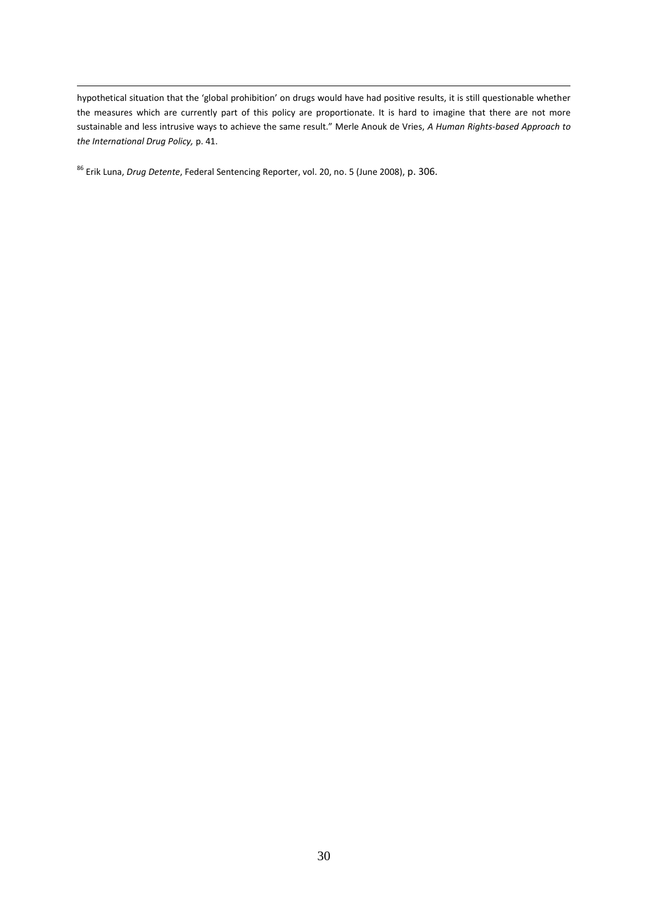hypothetical situation that the 'global prohibition' on drugs would have had positive results, it is still questionable whether the measures which are currently part of this policy are proportionate. It is hard to imagine that there are not more sustainable and less intrusive ways to achieve the same result." Merle Anouk de Vries, *A Human Rights-based Approach to the International Drug Policy,* p. 41.

[86] Erik Luna, *Drug Detente*, Federal Sentencing Reporter, vol. 20, no. 5 (June 2008), p. 306.